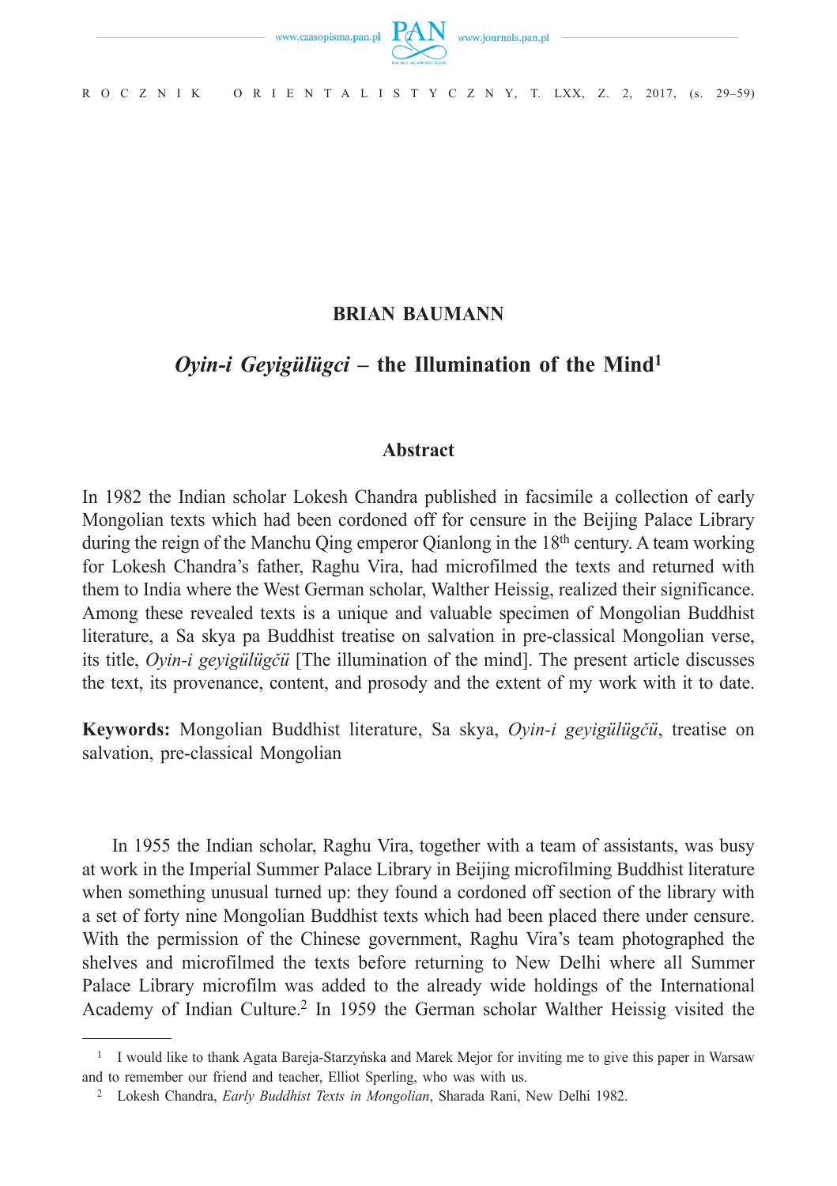**BRIAN BAUMANN**

# *Oyin-i Geyigülügci* – the Illumination of the Mind[1]

## Abstract

In 1982 the Indian scholar Lokesh Chandra published in facsimile a collection of early Mongolian texts which had been cordoned off for censure in the Beijing Palace Library during the reign of the Manchu Qing emperor Qianlong in the 18th century. A team working for Lokesh Chandra's father, Raghu Vira, had microfilmed the texts and returned with them to India where the West German scholar, Walther Heissig, realized their significance. Among these revealed texts is a unique and valuable specimen of Mongolian Buddhist literature, a Sa skya pa Buddhist treatise on salvation in pre-classical Mongolian verse, its title, *Oyin-i geyigülügčü* [The illumination of the mind]. The present article discusses the text, its provenance, content, and prosody and the extent of my work with it to date.

**Keywords:** Mongolian Buddhist literature, Sa skya, *Oyin-i geyigülügčü*, treatise on salvation, pre-classical Mongolian

In 1955 the Indian scholar, Raghu Vira, together with a team of assistants, was busy at work in the Imperial Summer Palace Library in Beijing microfilming Buddhist literature when something unusual turned up: they found a cordoned off section of the library with a set of forty nine Mongolian Buddhist texts which had been placed there under censure. With the permission of the Chinese government, Raghu Vira's team photographed the shelves and microfilmed the texts before returning to New Delhi where all Summer Palace Library microfilm was added to the already wide holdings of the International Academy of Indian Culture.[2] In 1959 the German scholar Walther Heissig visited the

---

[1] I would like to thank Agata Bareja-Starzyńska and Marek Mejor for inviting me to give this paper in Warsaw and to remember our friend and teacher, Elliot Sperling, who was with us.

[2] Lokesh Chandra, *Early Buddhist Texts in Mongolian*, Sharada Rani, New Delhi 1982.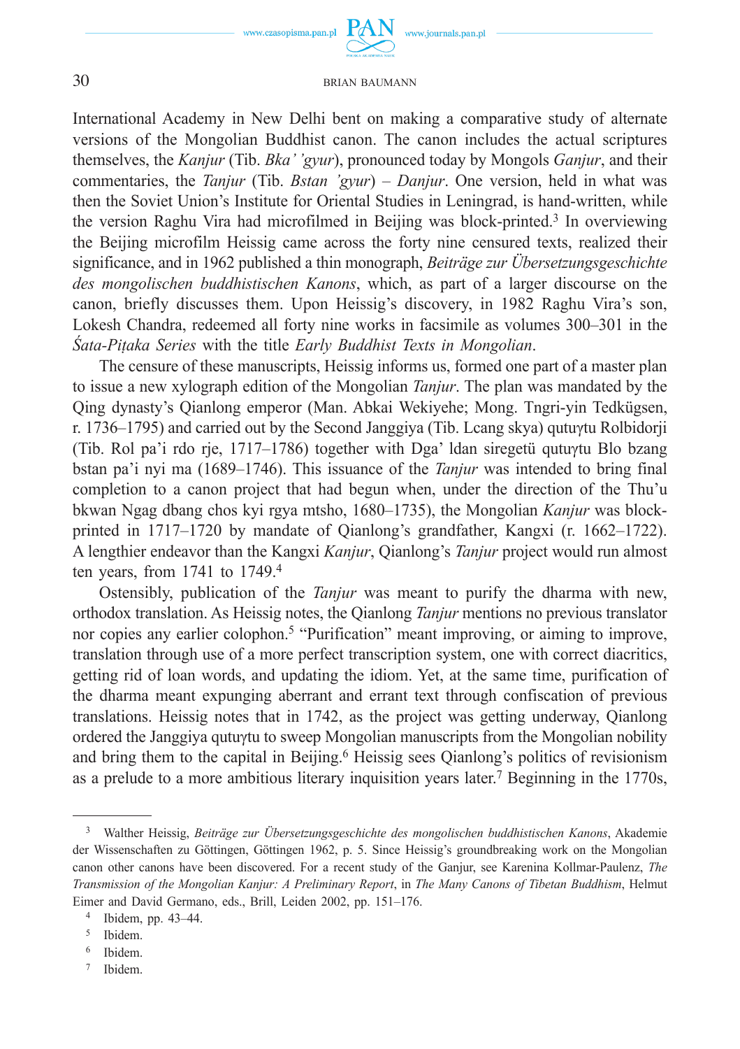International Academy in New Delhi bent on making a comparative study of alternate versions of the Mongolian Buddhist canon. The canon includes the actual scriptures themselves, the *Kanjur* (Tib. *Bka' 'gyur*), pronounced today by Mongols *Ganjur*, and their commentaries, the *Tanjur* (Tib. *Bstan 'gyur*) – *Danjur*. One version, held in what was then the Soviet Union's Institute for Oriental Studies in Leningrad, is hand-written, while the version Raghu Vira had microfilmed in Beijing was block-printed.[3] In overviewing the Beijing microfilm Heissig came across the forty nine censured texts, realized their significance, and in 1962 published a thin monograph, *Beiträge zur Übersetzungsgeschichte des mongolischen buddhistischen Kanons*, which, as part of a larger discourse on the canon, briefly discusses them. Upon Heissig's discovery, in 1982 Raghu Vira's son, Lokesh Chandra, redeemed all forty nine works in facsimile as volumes 300–301 in the *Śata-Piṭaka Series* with the title *Early Buddhist Texts in Mongolian*.

The censure of these manuscripts, Heissig informs us, formed one part of a master plan to issue a new xylograph edition of the Mongolian *Tanjur*. The plan was mandated by the Qing dynasty's Qianlong emperor (Man. Abkai Wekiyehe; Mong. Tngri-yin Tedkügsen, r. 1736–1795) and carried out by the Second Janggiya (Tib. Lcang skya) qutuγtu Rolbidorji (Tib. Rol pa'i rdo rje, 1717–1786) together with Dga' ldan siregetü qutuγtu Blo bzang bstan pa'i nyi ma (1689–1746). This issuance of the *Tanjur* was intended to bring final completion to a canon project that had begun when, under the direction of the Thu'u bkwan Ngag dbang chos kyi rgya mtsho, 1680–1735), the Mongolian *Kanjur* was block-printed in 1717–1720 by mandate of Qianlong's grandfather, Kangxi (r. 1662–1722). A lengthier endeavor than the Kangxi *Kanjur*, Qianlong's *Tanjur* project would run almost ten years, from 1741 to 1749.[4]

Ostensibly, publication of the *Tanjur* was meant to purify the dharma with new, orthodox translation. As Heissig notes, the Qianlong *Tanjur* mentions no previous translator nor copies any earlier colophon.[5] "Purification" meant improving, or aiming to improve, translation through use of a more perfect transcription system, one with correct diacritics, getting rid of loan words, and updating the idiom. Yet, at the same time, purification of the dharma meant expunging aberrant and errant text through confiscation of previous translations. Heissig notes that in 1742, as the project was getting underway, Qianlong ordered the Janggiya qutuγtu to sweep Mongolian manuscripts from the Mongolian nobility and bring them to the capital in Beijing.[6] Heissig sees Qianlong's politics of revisionism as a prelude to a more ambitious literary inquisition years later.[7] Beginning in the 1770s,

---

[3] Walther Heissig, *Beiträge zur Übersetzungsgeschichte des mongolischen buddhistischen Kanons*, Akademie der Wissenschaften zu Göttingen, Göttingen 1962, p. 5. Since Heissig's groundbreaking work on the Mongolian canon other canons have been discovered. For a recent study of the Ganjur, see Karenina Kollmar-Paulenz, *The Transmission of the Mongolian Kanjur: A Preliminary Report*, in *The Many Canons of Tibetan Buddhism*, Helmut Eimer and David Germano, eds., Brill, Leiden 2002, pp. 151–176.

[4] Ibidem, pp. 43–44.

[5] Ibidem.

[6] Ibidem.

[7] Ibidem.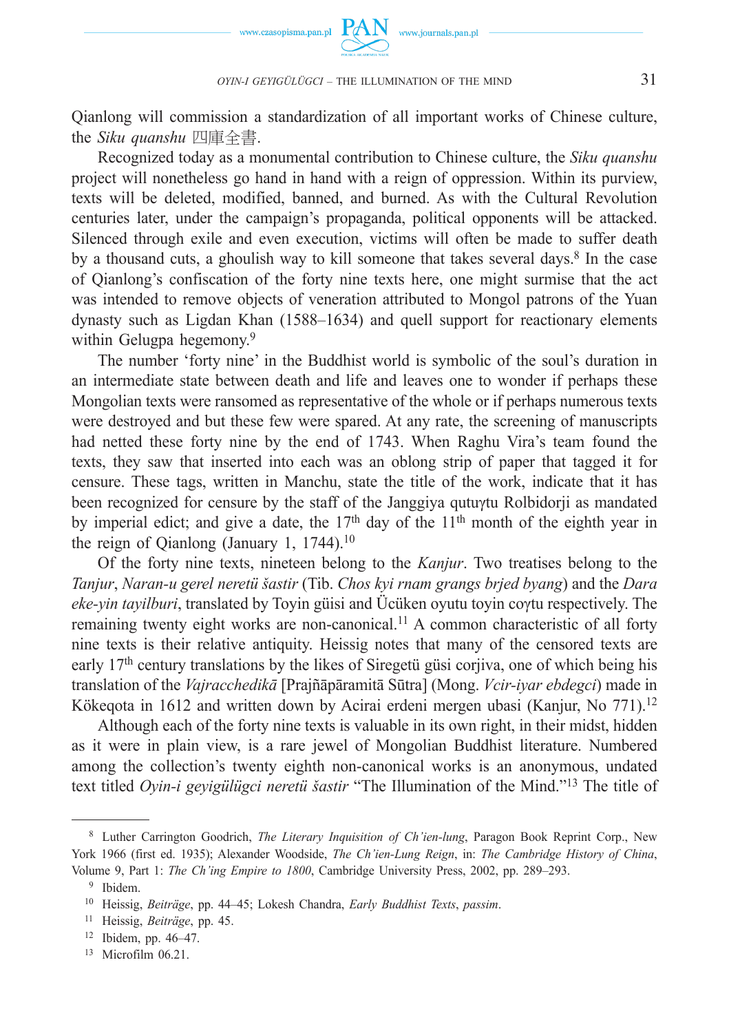Qianlong will commission a standardization of all important works of Chinese culture, the *Siku quanshu* 四庫全書.

Recognized today as a monumental contribution to Chinese culture, the *Siku quanshu* project will nonetheless go hand in hand with a reign of oppression. Within its purview, texts will be deleted, modified, banned, and burned. As with the Cultural Revolution centuries later, under the campaign's propaganda, political opponents will be attacked. Silenced through exile and even execution, victims will often be made to suffer death by a thousand cuts, a ghoulish way to kill someone that takes several days.[8] In the case of Qianlong's confiscation of the forty nine texts here, one might surmise that the act was intended to remove objects of veneration attributed to Mongol patrons of the Yuan dynasty such as Ligdan Khan (1588–1634) and quell support for reactionary elements within Gelugpa hegemony.[9]

The number 'forty nine' in the Buddhist world is symbolic of the soul's duration in an intermediate state between death and life and leaves one to wonder if perhaps these Mongolian texts were ransomed as representative of the whole or if perhaps numerous texts were destroyed and but these few were spared. At any rate, the screening of manuscripts had netted these forty nine by the end of 1743. When Raghu Vira's team found the texts, they saw that inserted into each was an oblong strip of paper that tagged it for censure. These tags, written in Manchu, state the title of the work, indicate that it has been recognized for censure by the staff of the Janggiya qutuɣtu Rolbidorji as mandated by imperial edict; and give a date, the 17th day of the 11th month of the eighth year in the reign of Qianlong (January 1, 1744).[10]

Of the forty nine texts, nineteen belong to the *Kanjur*. Two treatises belong to the *Tanjur*, *Naran-u gerel neretü šastir* (Tib. *Chos kyi rnam grangs brjed byang*) and the *Dara eke-yin tayilburi*, translated by Toyin güisi and Ücüken oyutu toyin coɣtu respectively. The remaining twenty eight works are non-canonical.[11] A common characteristic of all forty nine texts is their relative antiquity. Heissig notes that many of the censored texts are early 17th century translations by the likes of Siregetü güsi corjiva, one of which being his translation of the *Vajracchedikā* [Prajñāpāramitā Sūtra] (Mong. *Vcir-iyar ebdegci*) made in Kökeqota in 1612 and written down by Acirai erdeni mergen ubasi (Kanjur, No 771).[12]

Although each of the forty nine texts is valuable in its own right, in their midst, hidden as it were in plain view, is a rare jewel of Mongolian Buddhist literature. Numbered among the collection's twenty eighth non-canonical works is an anonymous, undated text titled *Oyin-i geyigülügci neretü šastir* "The Illumination of the Mind."[13] The title of

---

[8] Luther Carrington Goodrich, *The Literary Inquisition of Ch'ien-lung*, Paragon Book Reprint Corp., New York 1966 (first ed. 1935); Alexander Woodside, *The Ch'ien-Lung Reign*, in: *The Cambridge History of China*, Volume 9, Part 1: *The Ch'ing Empire to 1800*, Cambridge University Press, 2002, pp. 289–293.

[9] Ibidem.

[10] Heissig, *Beiträge*, pp. 44–45; Lokesh Chandra, *Early Buddhist Texts*, *passim*.

[11] Heissig, *Beiträge*, pp. 45.

[12] Ibidem, pp. 46–47.

[13] Microfilm 06.21.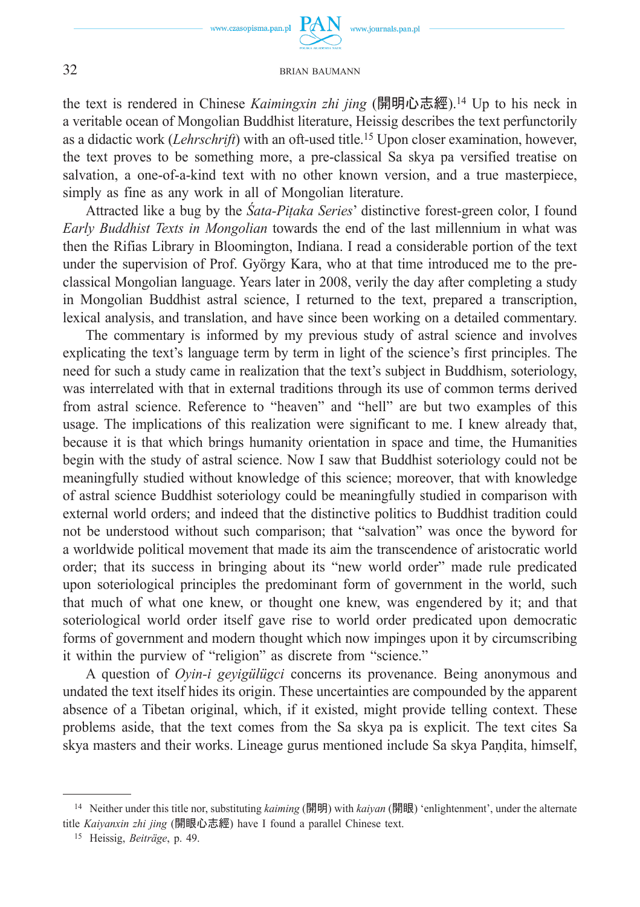the text is rendered in Chinese *Kaimingxin zhi jing* (開明心志經).[14] Up to his neck in a veritable ocean of Mongolian Buddhist literature, Heissig describes the text perfunctorily as a didactic work (*Lehrschrift*) with an oft-used title.[15] Upon closer examination, however, the text proves to be something more, a pre-classical Sa skya pa versified treatise on salvation, a one-of-a-kind text with no other known version, and a true masterpiece, simply as fine as any work in all of Mongolian literature.

Attracted like a bug by the *Śata-Piṭaka Series*' distinctive forest-green color, I found *Early Buddhist Texts in Mongolian* towards the end of the last millennium in what was then the Rifias Library in Bloomington, Indiana. I read a considerable portion of the text under the supervision of Prof. György Kara, who at that time introduced me to the pre-classical Mongolian language. Years later in 2008, verily the day after completing a study in Mongolian Buddhist astral science, I returned to the text, prepared a transcription, lexical analysis, and translation, and have since been working on a detailed commentary.

The commentary is informed by my previous study of astral science and involves explicating the text's language term by term in light of the science's first principles. The need for such a study came in realization that the text's subject in Buddhism, soteriology, was interrelated with that in external traditions through its use of common terms derived from astral science. Reference to "heaven" and "hell" are but two examples of this usage. The implications of this realization were significant to me. I knew already that, because it is that which brings humanity orientation in space and time, the Humanities begin with the study of astral science. Now I saw that Buddhist soteriology could not be meaningfully studied without knowledge of this science; moreover, that with knowledge of astral science Buddhist soteriology could be meaningfully studied in comparison with external world orders; and indeed that the distinctive politics to Buddhist tradition could not be understood without such comparison; that "salvation" was once the byword for a worldwide political movement that made its aim the transcendence of aristocratic world order; that its success in bringing about its "new world order" made rule predicated upon soteriological principles the predominant form of government in the world, such that much of what one knew, or thought one knew, was engendered by it; and that soteriological world order itself gave rise to world order predicated upon democratic forms of government and modern thought which now impinges upon it by circumscribing it within the purview of "religion" as discrete from "science."

A question of *Oyin-i geyigülügci* concerns its provenance. Being anonymous and undated the text itself hides its origin. These uncertainties are compounded by the apparent absence of a Tibetan original, which, if it existed, might provide telling context. These problems aside, that the text comes from the Sa skya pa is explicit. The text cites Sa skya masters and their works. Lineage gurus mentioned include Sa skya Paṇḍita, himself,

---

[14] Neither under this title nor, substituting *kaiming* (開明) with *kaiyan* (開眼) 'enlightenment', under the alternate title *Kaiyanxin zhi jing* (開眼心志經) have I found a parallel Chinese text.

[15] Heissig, *Beiträge*, p. 49.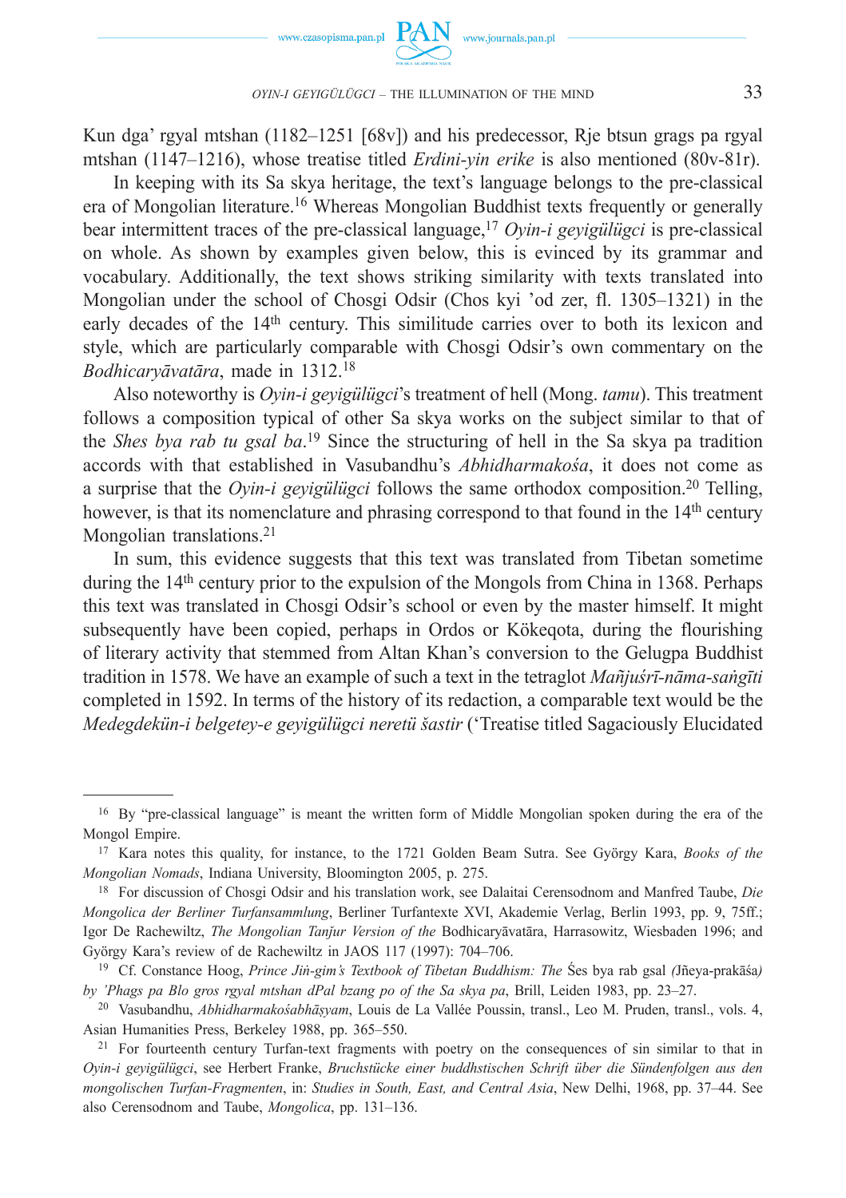Kun dga' rgyal mtshan (1182–1251 [68v]) and his predecessor, Rje btsun grags pa rgyal mtshan (1147–1216), whose treatise titled *Erdini-yin erike* is also mentioned (80v-81r).

In keeping with its Sa skya heritage, the text's language belongs to the pre-classical era of Mongolian literature.[16] Whereas Mongolian Buddhist texts frequently or generally bear intermittent traces of the pre-classical language,[17] *Oyin-i geyigülügci* is pre-classical on whole. As shown by examples given below, this is evinced by its grammar and vocabulary. Additionally, the text shows striking similarity with texts translated into Mongolian under the school of Chosgi Odsir (Chos kyi 'od zer, fl. 1305–1321) in the early decades of the 14th century. This similitude carries over to both its lexicon and style, which are particularly comparable with Chosgi Odsir's own commentary on the *Bodhicaryāvatāra*, made in 1312.[18]

Also noteworthy is *Oyin-i geyigülügci*'s treatment of hell (Mong. *tamu*). This treatment follows a composition typical of other Sa skya works on the subject similar to that of the *Shes bya rab tu gsal ba*.[19] Since the structuring of hell in the Sa skya pa tradition accords with that established in Vasubandhu's *Abhidharmakośa*, it does not come as a surprise that the *Oyin-i geyigülügci* follows the same orthodox composition.[20] Telling, however, is that its nomenclature and phrasing correspond to that found in the 14th century Mongolian translations.[21]

In sum, this evidence suggests that this text was translated from Tibetan sometime during the 14th century prior to the expulsion of the Mongols from China in 1368. Perhaps this text was translated in Chosgi Odsir's school or even by the master himself. It might subsequently have been copied, perhaps in Ordos or Kökeqota, during the flourishing of literary activity that stemmed from Altan Khan's conversion to the Gelugpa Buddhist tradition in 1578. We have an example of such a text in the tetraglot *Mañjuśrī-nāma-saṅgīti* completed in 1592. In terms of the history of its redaction, a comparable text would be the *Medegdekün-i belgetey-e geyigülügci neretü šastir* ('Treatise titled Sagaciously Elucidated

---

[16] By "pre-classical language" is meant the written form of Middle Mongolian spoken during the era of the Mongol Empire.

[17] Kara notes this quality, for instance, to the 1721 Golden Beam Sutra. See György Kara, *Books of the Mongolian Nomads*, Indiana University, Bloomington 2005, p. 275.

[18] For discussion of Chosgi Odsir and his translation work, see Dalaitai Cerensodnom and Manfred Taube, *Die Mongolica der Berliner Turfansammlung*, Berliner Turfantexte XVI, Akademie Verlag, Berlin 1993, pp. 9, 75ff.; Igor De Rachewiltz, *The Mongolian Tanjur Version of the* Bodhicaryāvatāra, Harrasowitz, Wiesbaden 1996; and György Kara's review of de Rachewiltz in JAOS 117 (1997): 704–706.

[19] Cf. Constance Hoog, *Prince Jiṅ-gim's Textbook of Tibetan Buddhism: The* Śes bya rab gsal *(*Jñeya-prakāśa*) by 'Phags pa Blo gros rgyal mtshan dPal bzang po of the Sa skya pa*, Brill, Leiden 1983, pp. 23–27.

[20] Vasubandhu, *Abhidharmakośabhāṣyam*, Louis de La Vallée Poussin, transl., Leo M. Pruden, transl., vols. 4, Asian Humanities Press, Berkeley 1988, pp. 365–550.

[21] For fourteenth century Turfan-text fragments with poetry on the consequences of sin similar to that in *Oyin-i geyigülügci*, see Herbert Franke, *Bruchstücke einer buddhstischen Schrift über die Sündenfolgen aus den mongolischen Turfan-Fragmenten*, in: *Studies in South, East, and Central Asia*, New Delhi, 1968, pp. 37–44. See also Cerensodnom and Taube, *Mongolica*, pp. 131–136.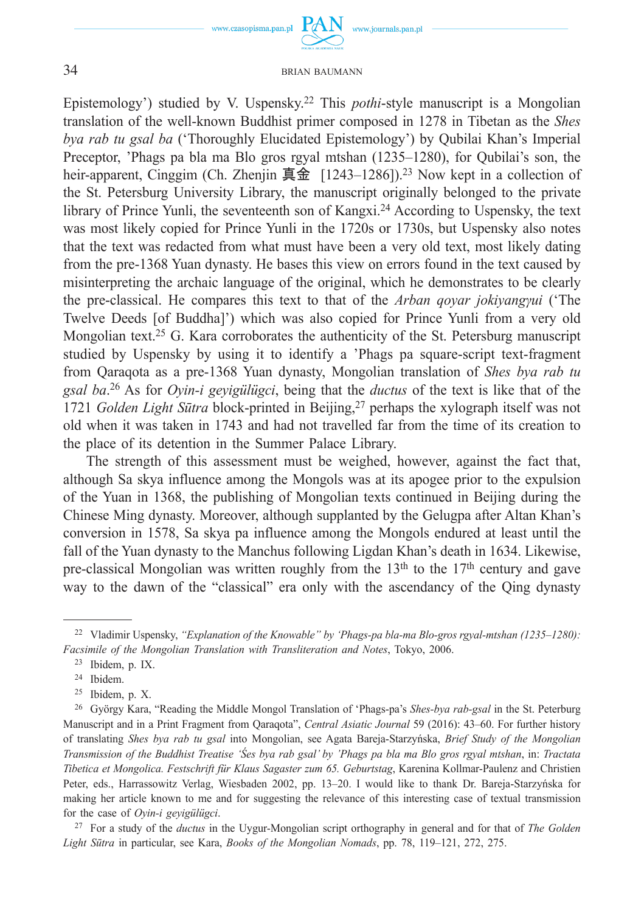Epistemology') studied by V. Uspensky.[22] This *pothi*-style manuscript is a Mongolian translation of the well-known Buddhist primer composed in 1278 in Tibetan as the *Shes bya rab tu gsal ba* ('Thoroughly Elucidated Epistemology') by Qubilai Khan's Imperial Preceptor, 'Phags pa bla ma Blo gros rgyal mtshan (1235–1280), for Qubilai's son, the heir-apparent, Cinggim (Ch. Zhenjin 真金 [1243–1286]).[23] Now kept in a collection of the St. Petersburg University Library, the manuscript originally belonged to the private library of Prince Yunli, the seventeenth son of Kangxi.[24] According to Uspensky, the text was most likely copied for Prince Yunli in the 1720s or 1730s, but Uspensky also notes that the text was redacted from what must have been a very old text, most likely dating from the pre-1368 Yuan dynasty. He bases this view on errors found in the text caused by misinterpreting the archaic language of the original, which he demonstrates to be clearly the pre-classical. He compares this text to that of the *Arban qoyar jokiyangγui* ('The Twelve Deeds [of Buddha]') which was also copied for Prince Yunli from a very old Mongolian text.[25] G. Kara corroborates the authenticity of the St. Petersburg manuscript studied by Uspensky by using it to identify a 'Phags pa square-script text-fragment from Qaraqota as a pre-1368 Yuan dynasty, Mongolian translation of *Shes bya rab tu gsal ba*.[26] As for *Oyin-i geyigülügci*, being that the *ductus* of the text is like that of the 1721 *Golden Light Sūtra* block-printed in Beijing,[27] perhaps the xylograph itself was not old when it was taken in 1743 and had not travelled far from the time of its creation to the place of its detention in the Summer Palace Library.

The strength of this assessment must be weighed, however, against the fact that, although Sa skya influence among the Mongols was at its apogee prior to the expulsion of the Yuan in 1368, the publishing of Mongolian texts continued in Beijing during the Chinese Ming dynasty. Moreover, although supplanted by the Gelugpa after Altan Khan's conversion in 1578, Sa skya pa influence among the Mongols endured at least until the fall of the Yuan dynasty to the Manchus following Ligdan Khan's death in 1634. Likewise, pre-classical Mongolian was written roughly from the 13th to the 17th century and gave way to the dawn of the "classical" era only with the ascendancy of the Qing dynasty

---

[22] Vladimir Uspensky, *"Explanation of the Knowable" by 'Phags-pa bla-ma Blo-gros rgyal-mtshan (1235–1280): Facsimile of the Mongolian Translation with Transliteration and Notes*, Tokyo, 2006.

[23] Ibidem, p. IX.

[24] Ibidem.

[25] Ibidem, p. X.

[26] György Kara, "Reading the Middle Mongol Translation of 'Phags-pa's *Shes-bya rab-gsal* in the St. Peterburg Manuscript and in a Print Fragment from Qaraqota", *Central Asiatic Journal* 59 (2016): 43–60. For further history of translating *Shes bya rab tu gsal* into Mongolian, see Agata Bareja-Starzyńska, *Brief Study of the Mongolian Transmission of the Buddhist Treatise 'Šes bya rab tu gsal' by 'Phags pa bla ma Blo gros rgyal mtshan*, in: *Tractata Tibetica et Mongolica. Festschrift für Klaus Sagaster zum 65. Geburtstag*, Karenina Kollmar-Paulenz and Christien Peter, eds., Harrassowitz Verlag, Wiesbaden 2002, pp. 13–20. I would like to thank Dr. Bareja-Starzyńska for making her article known to me and for suggesting the relevance of this interesting case of textual transmission for the case of *Oyin-i geyigülügci*.

[27] For a study of the *ductus* in the Uygur-Mongolian script orthography in general and for that of *The Golden Light Sūtra* in particular, see Kara, *Books of the Mongolian Nomads*, pp. 78, 119–121, 272, 275.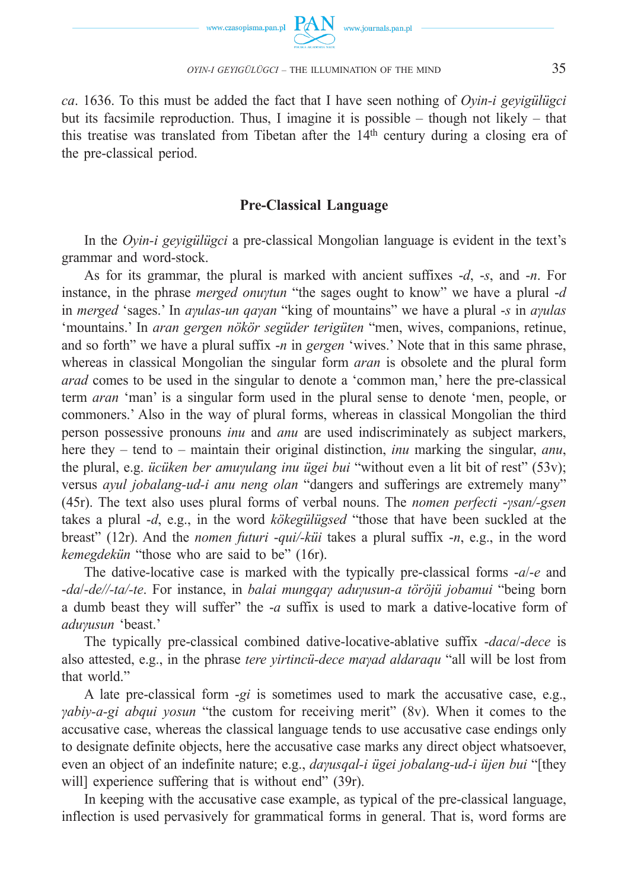*ca*. 1636. To this must be added the fact that I have seen nothing of *Oyin-i geyigülügci* but its facsimile reproduction. Thus, I imagine it is possible – though not likely – that this treatise was translated from Tibetan after the 14th century during a closing era of the pre-classical period.

## Pre-Classical Language

In the *Oyin-i geyigülügci* a pre-classical Mongolian language is evident in the text's grammar and word-stock.

As for its grammar, the plural is marked with ancient suffixes *-d*, *-s*, and *-n*. For instance, in the phrase *merged onuγtun* "the sages ought to know" we have a plural *-d* in *merged* 'sages.' In *aγulas-un qaγan* "king of mountains" we have a plural *-s* in *aγulas* 'mountains.' In *aran gergen nökör següder terigüten* "men, wives, companions, retinue, and so forth" we have a plural suffix *-n* in *gergen* 'wives.' Note that in this same phrase, whereas in classical Mongolian the singular form *aran* is obsolete and the plural form *arad* comes to be used in the singular to denote a 'common man,' here the pre-classical term *aran* 'man' is a singular form used in the plural sense to denote 'men, people, or commoners.' Also in the way of plural forms, whereas in classical Mongolian the third person possessive pronouns *inu* and *anu* are used indiscriminately as subject markers, here they – tend to – maintain their original distinction, *inu* marking the singular, *anu*, the plural, e.g. *ücüken ber amuγulang inu ügei bui* "without even a lit bit of rest" (53v); versus *ayul jobalang-ud-i anu neng olan* "dangers and sufferings are extremely many" (45r). The text also uses plural forms of verbal nouns. The *nomen perfecti -γsan/-gsen* takes a plural *-d*, e.g., in the word *kökegülügsed* "those that have been suckled at the breast" (12r). And the *nomen futuri -qui/-küi* takes a plural suffix *-n*, e.g., in the word *kemegdekün* "those who are said to be" (16r).

The dative-locative case is marked with the typically pre-classical forms *-a*/*-e* and *-da*/*-de*//*-ta*/*-te*. For instance, in *balai mungqaγ aduγusun-a töröjü jobamui* "being born a dumb beast they will suffer" the *-a* suffix is used to mark a dative-locative form of *aduγusun* 'beast.'

The typically pre-classical combined dative-locative-ablative suffix *-daca*/*-dece* is also attested, e.g., in the phrase *tere yirtincü-dece maγad aldaraqu* "all will be lost from that world."

A late pre-classical form *-gi* is sometimes used to mark the accusative case, e.g., *γabiy-a-gi abqui yosun* "the custom for receiving merit" (8v). When it comes to the accusative case, whereas the classical language tends to use accusative case endings only to designate definite objects, here the accusative case marks any direct object whatsoever, even an object of an indefinite nature; e.g., *daγusqal-i ügei jobalang-ud-i üjen bui* "[they will] experience suffering that is without end" (39r).

In keeping with the accusative case example, as typical of the pre-classical language, inflection is used pervasively for grammatical forms in general. That is, word forms are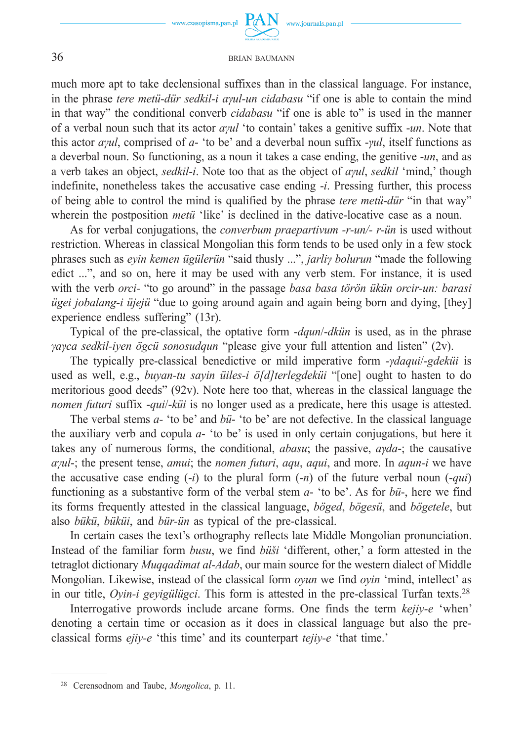much more apt to take declensional suffixes than in the classical language. For instance, in the phrase *tere metü-dür sedkil-i aγul-un cidabasu* "if one is able to contain the mind in that way" the conditional converb *cidabasu* "if one is able to" is used in the manner of a verbal noun such that its actor *aγul* 'to contain' takes a genitive suffix *-un*. Note that this actor *aγul*, comprised of *a-* 'to be' and a deverbal noun suffix *-γul*, itself functions as a deverbal noun. So functioning, as a noun it takes a case ending, the genitive *-un*, and as a verb takes an object, *sedkil-i*. Note too that as the object of *aγul*, *sedkil* 'mind,' though indefinite, nonetheless takes the accusative case ending *-i*. Pressing further, this process of being able to control the mind is qualified by the phrase *tere metü-dür* "in that way" wherein the postposition *metü* 'like' is declined in the dative-locative case as a noun.

As for verbal conjugations, the *converbum praepartivum -r-un/- r-ün* is used without restriction. Whereas in classical Mongolian this form tends to be used only in a few stock phrases such as *eyin kemen ügülerün* "said thusly ...", *jarliγ bolurun* "made the following edict ...", and so on, here it may be used with any verb stem. For instance, it is used with the verb *orci-* "to go around" in the passage *basa basa törön ükün orcir-un: barasi ügei jobalang-i üjejü* "due to going around again and again being born and dying, [they] experience endless suffering" (13r).

Typical of the pre-classical, the optative form *-dqun/-dkün* is used, as in the phrase *γaγca sedkil-iyen ögcü sonosudqun* "please give your full attention and listen" (2v).

The typically pre-classical benedictive or mild imperative form *-γdaqui/-gdeküi* is used as well, e.g., *buyan-tu sayin üiles-i ö[d]terlegdeküi* "[one] ought to hasten to do meritorious good deeds" (92v). Note here too that, whereas in the classical language the *nomen futuri* suffix *-qui/-küi* is no longer used as a predicate, here this usage is attested.

The verbal stems *a-* 'to be' and *bü-* 'to be' are not defective. In the classical language the auxiliary verb and copula *a-* 'to be' is used in only certain conjugations, but here it takes any of numerous forms, the conditional, *abasu*; the passive, *aγda-*; the causative *aγul-*; the present tense, *amui*; the *nomen futuri*, *aqu*, *aqui*, and more. In *aqun-i* we have the accusative case ending (*-i*) to the plural form (*-n*) of the future verbal noun (*-qui*) functioning as a substantive form of the verbal stem *a-* 'to be'. As for *bü-*, here we find its forms frequently attested in the classical language, *böged*, *bögesü*, and *bögetele*, but also *bükü*, *büküi*, and *bür-ün* as typical of the pre-classical.

In certain cases the text's orthography reflects late Middle Mongolian pronunciation. Instead of the familiar form *busu*, we find *büši* 'different, other,' a form attested in the tetraglot dictionary *Muqqadimat al-Adab*, our main source for the western dialect of Middle Mongolian. Likewise, instead of the classical form *oyun* we find *oyin* 'mind, intellect' as in our title, *Oyin-i geyigülügci*. This form is attested in the pre-classical Turfan texts.[28]

Interrogative prowords include arcane forms. One finds the term *kejiy-e* 'when' denoting a certain time or occasion as it does in classical language but also the pre-classical forms *ejiy-e* 'this time' and its counterpart *tejiy-e* 'that time.'

---

[28] Cerensodnom and Taube, *Mongolica*, p. 11.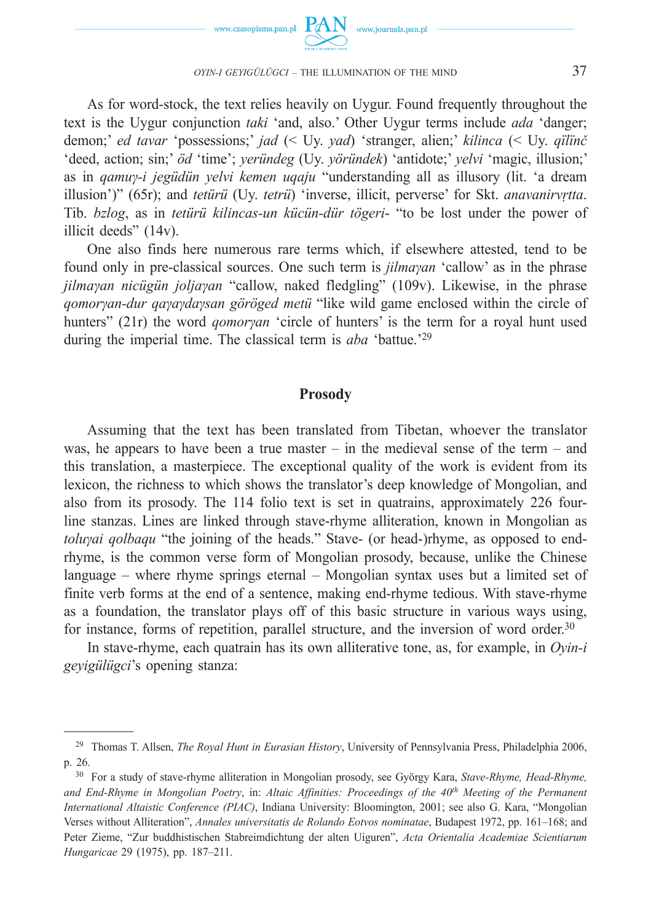As for word-stock, the text relies heavily on Uygur. Found frequently throughout the text is the Uygur conjunction *taki* 'and, also.' Other Uygur terms include *ada* 'danger; demon;' *ed tavar* 'possessions;' *jad* (< Uy. *yad*) 'stranger, alien;' *kilinca* (< Uy. *qïlïnč* 'deed, action; sin;' *öd* 'time'; *yeründeg* (Uy. *yöründek*) 'antidote;' *yelvi* 'magic, illusion;' as in *qamuγ-i jegüdün yelvi kemen uqaju* "understanding all as illusory (lit. 'a dream illusion')" (65r); and *tetürü* (Uy. *tetrü*) 'inverse, illicit, perverse' for Skt. *anavanirvṛtta*. Tib. *bzlog*, as in *tetürü kilincas-un kücün-dür tögeri-* "to be lost under the power of illicit deeds" (14v).

One also finds here numerous rare terms which, if elsewhere attested, tend to be found only in pre-classical sources. One such term is *jilmaγan* 'callow' as in the phrase *jilmaγan nicügün joljaγan* "callow, naked fledgling" (109v). Likewise, in the phrase *qomorγan-dur qaγaγdaγsan göröged metü* "like wild game enclosed within the circle of hunters" (21r) the word *qomorγan* 'circle of hunters' is the term for a royal hunt used during the imperial time. The classical term is *aba* 'battue.'[29]

## Prosody

Assuming that the text has been translated from Tibetan, whoever the translator was, he appears to have been a true master – in the medieval sense of the term – and this translation, a masterpiece. The exceptional quality of the work is evident from its lexicon, the richness to which shows the translator's deep knowledge of Mongolian, and also from its prosody. The 114 folio text is set in quatrains, approximately 226 four-line stanzas. Lines are linked through stave-rhyme alliteration, known in Mongolian as *toluγai qolbaqu* "the joining of the heads." Stave- (or head-)rhyme, as opposed to end-rhyme, is the common verse form of Mongolian prosody, because, unlike the Chinese language – where rhyme springs eternal – Mongolian syntax uses but a limited set of finite verb forms at the end of a sentence, making end-rhyme tedious. With stave-rhyme as a foundation, the translator plays off of this basic structure in various ways using, for instance, forms of repetition, parallel structure, and the inversion of word order.[30]

In stave-rhyme, each quatrain has its own alliterative tone, as, for example, in *Oyin-i geyigülügci*'s opening stanza:

---

[29] Thomas T. Allsen, *The Royal Hunt in Eurasian History*, University of Pennsylvania Press, Philadelphia 2006, p. 26.

[30] For a study of stave-rhyme alliteration in Mongolian prosody, see György Kara, *Stave-Rhyme, Head-Rhyme, and End-Rhyme in Mongolian Poetry*, in: *Altaic Affinities: Proceedings of the 40th Meeting of the Permanent International Altaistic Conference (PIAC)*, Indiana University: Bloomington, 2001; see also G. Kara, "Mongolian Verses without Alliteration", *Annales universitatis de Rolando Eotvos nominatae*, Budapest 1972, pp. 161–168; and Peter Zieme, "Zur buddhistischen Stabreimdichtung der alten Uiguren", *Acta Orientalia Academiae Scientiarum Hungaricae* 29 (1975), pp. 187–211.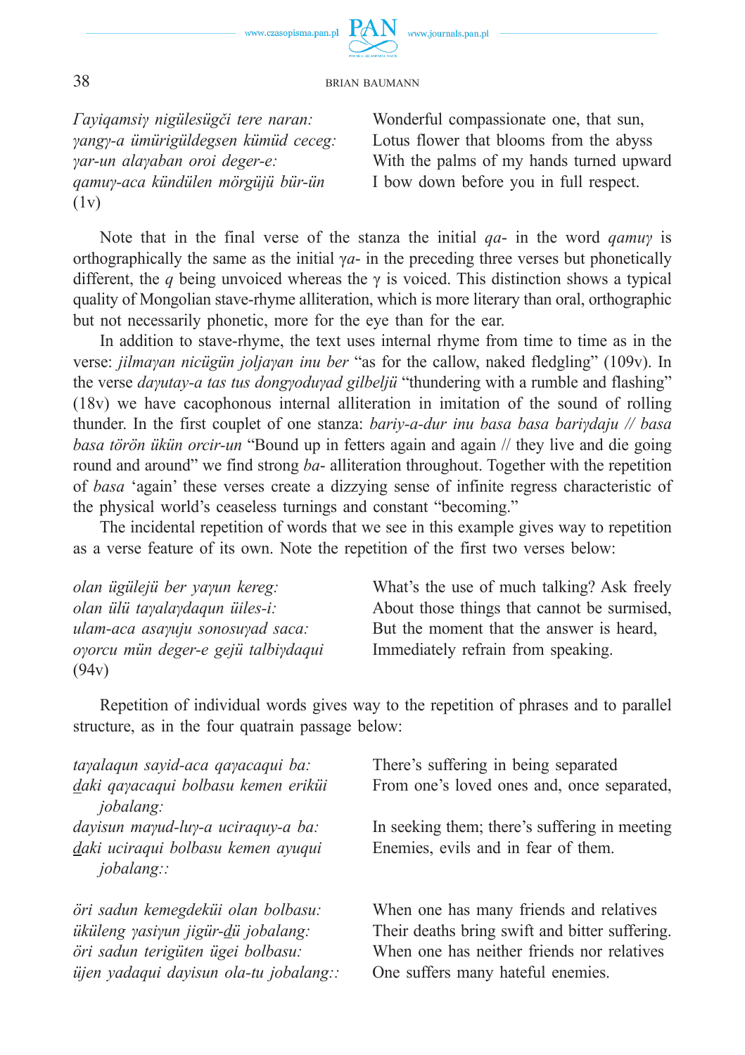| | |
|---|---|
| *Γayiqamsiγ nigülesügči tere naran:* | Wonderful compassionate one, that sun, |
| *γangγ-a ümürigüldegsen kümüd ceceg:* | Lotus flower that blooms from the abyss |
| *γar-un alaγaban oroi deger-e:* | With the palms of my hands turned upward |
| *qamuγ-aca kündülen mörgüjü bür-ün* (1v) | I bow down before you in full respect. |

Note that in the final verse of the stanza the initial *qa-* in the word *qamuγ* is orthographically the same as the initial *γa-* in the preceding three verses but phonetically different, the *q* being unvoiced whereas the γ is voiced. This distinction shows a typical quality of Mongolian stave-rhyme alliteration, which is more literary than oral, orthographic but not necessarily phonetic, more for the eye than for the ear.

In addition to stave-rhyme, the text uses internal rhyme from time to time as in the verse: *jilmaγan nicügün joljaγan inu ber* "as for the callow, naked fledgling" (109v). In the verse *daγutay-a tas tus dongγoduγad gilbeljü* "thundering with a rumble and flashing" (18v) we have cacophonous internal alliteration in imitation of the sound of rolling thunder. In the first couplet of one stanza: *bariy-a-dur inu basa basa bariγdaju // basa basa törön ükün orcir-un* "Bound up in fetters again and again // they live and die going round and around" we find strong *ba-* alliteration throughout. Together with the repetition of *basa* 'again' these verses create a dizzying sense of infinite regress characteristic of the physical world's ceaseless turnings and constant "becoming."

The incidental repetition of words that we see in this example gives way to repetition as a verse feature of its own. Note the repetition of the first two verses below:

| | |
|---|---|
| *olan ügülejü ber yaγun kereg:* | What's the use of much talking? Ask freely |
| *olan ülü taγalaγdaqun üiles-i:* | About those things that cannot be surmised, |
| *ulam-aca asaγuju sonosuγad saca:* | But the moment that the answer is heard, |
| *oγorcu mün deger-e gejü talbiγdaqui* (94v) | Immediately refrain from speaking. |

Repetition of individual words gives way to the repetition of phrases and to parallel structure, as in the four quatrain passage below:

| | |
|---|---|
| *taγalaqun sayid-aca qaγacaqui ba:* | There's suffering in being separated |
| *daki qaγacaqui bolbasu kemen eriküi jobalang:* | From one's loved ones and, once separated, |
| *dayisun maγud-luγ-a uciraquy-a ba:* | In seeking them; there's suffering in meeting |
| *daki uciraqui bolbasu kemen ayuqui jobalang::* | Enemies, evils and in fear of them. |

| | |
|---|---|
| *öri sadun kemegdeküi olan bolbasu:* | When one has many friends and relatives |
| *üküleng γasiγun jigür-dü jobalang:* | Their deaths bring swift and bitter suffering. |
| *öri sadun terigüten ügei bolbasu:* | When one has neither friends nor relatives |
| *üjen yadaqui dayisun ola-tu jobalang::* | One suffers many hateful enemies. |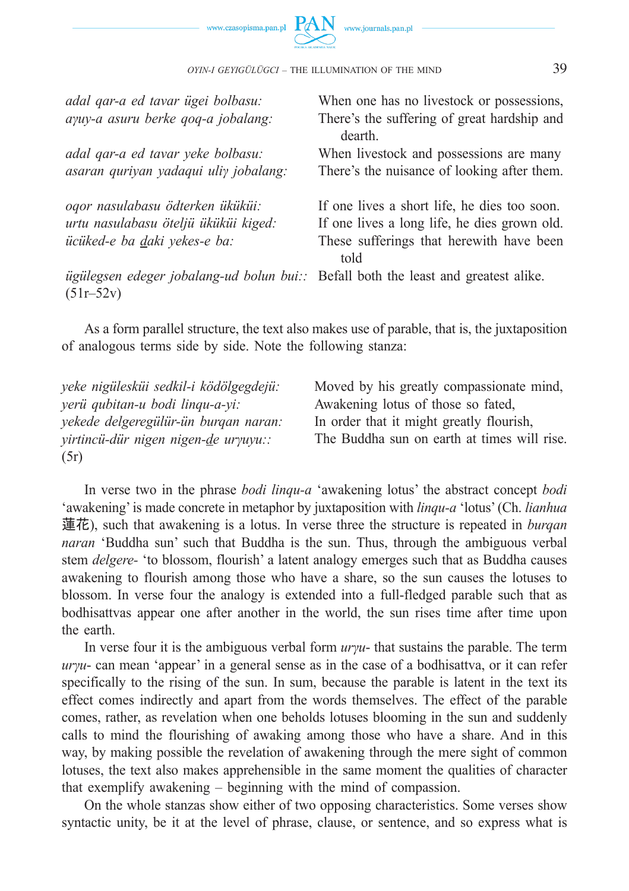| | |
|---|---|
| *adal qar-a ed tavar ügei bolbasu:* | When one has no livestock or possessions, |
| *aγuy-a asuru berke qoq-a jobalang:* | There's the suffering of great hardship and dearth. |
| *adal qar-a ed tavar yeke bolbasu:* | When livestock and possessions are many |
| *asaran quriyan yadaqui uliγ jobalang:* | There's the nuisance of looking after them. |
| *oqor nasulabasu ödterken ükükü̈i:* | If one lives a short life, he dies too soon. |
| *urtu nasulabasu öteljü ükükü̈i kiged:* | If one lives a long life, he dies grown old. |
| *ücüked-e ba <u>d</u>aki yekes-e ba:* | These sufferings that herewith have been told |
| *ügülegsen edeger jobalang-ud bolun bui::* (51r–52v) | Befall both the least and greatest alike. |

As a form parallel structure, the text also makes use of parable, that is, the juxtaposition of analogous terms side by side. Note the following stanza:

| | |
|---|---|
| *yeke nigülesküi sedkil-i ködölgegdejü:* | Moved by his greatly compassionate mind, |
| *yerü qubitan-u bodi linqu-a-yi:* | Awakening lotus of those so fated, |
| *yekede delgeregülür-ün burqan naran:* | In order that it might greatly flourish, |
| *yirtincü-dür nigen nigen-<u>d</u>e urγuyu::* (5r) | The Buddha sun on earth at times will rise. |

In verse two in the phrase *bodi linqu-a* 'awakening lotus' the abstract concept *bodi* 'awakening' is made concrete in metaphor by juxtaposition with *linqu-a* 'lotus' (Ch. *lianhua* 蓮花), such that awakening is a lotus. In verse three the structure is repeated in *burqan naran* 'Buddha sun' such that Buddha is the sun. Thus, through the ambiguous verbal stem *delgere-* 'to blossom, flourish' a latent analogy emerges such that as Buddha causes awakening to flourish among those who have a share, so the sun causes the lotuses to blossom. In verse four the analogy is extended into a full-fledged parable such that as bodhisattvas appear one after another in the world, the sun rises time after time upon the earth.

In verse four it is the ambiguous verbal form *urγu-* that sustains the parable. The term *urγu-* can mean 'appear' in a general sense as in the case of a bodhisattva, or it can refer specifically to the rising of the sun. In sum, because the parable is latent in the text its effect comes indirectly and apart from the words themselves. The effect of the parable comes, rather, as revelation when one beholds lotuses blooming in the sun and suddenly calls to mind the flourishing of awaking among those who have a share. And in this way, by making possible the revelation of awakening through the mere sight of common lotuses, the text also makes apprehensible in the same moment the qualities of character that exemplify awakening – beginning with the mind of compassion.

On the whole stanzas show either of two opposing characteristics. Some verses show syntactic unity, be it at the level of phrase, clause, or sentence, and so express what is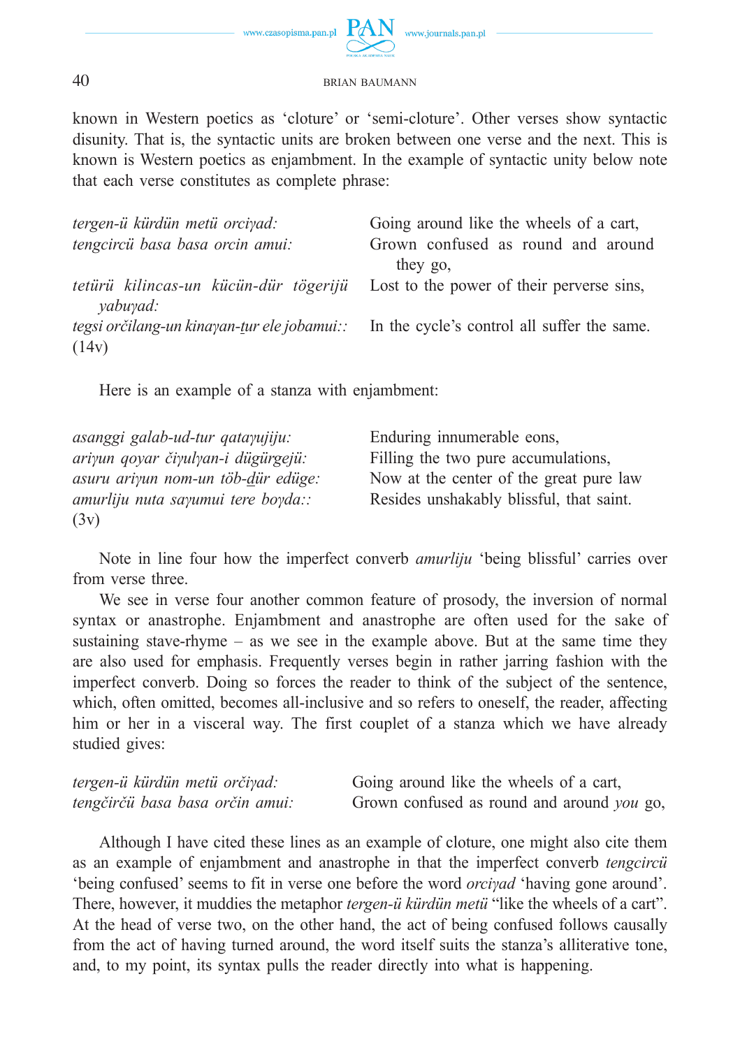known in Western poetics as 'cloture' or 'semi-cloture'. Other verses show syntactic disunity. That is, the syntactic units are broken between one verse and the next. This is known is Western poetics as enjambment. In the example of syntactic unity below note that each verse constitutes as complete phrase:

| | |
|---|---|
| *tergen-ü kürdün metü orciγad:* | Going around like the wheels of a cart, |
| *tengcircü basa basa orcin amui:* | Grown confused as round and around they go, |
| *tetürü kilincas-un kücün-dür tögerijü yabuγad:* | Lost to the power of their perverse sins, |
| *tegsi orčilang-un kinaγan-t̲ur ele jobamui::* (14v) | In the cycle's control all suffer the same. |

Here is an example of a stanza with enjambment:

| | |
|---|---|
| *asanggi galab-ud-tur qataγujiju:* | Enduring innumerable eons, |
| *ariγun qoyar čiγulγan-i dügürgejü:* | Filling the two pure accumulations, |
| *asuru ariγun nom-un töb-d̲ür edüge:* | Now at the center of the great pure law |
| *amurliju nuta saγumui tere boγda::* (3v) | Resides unshakably blissful, that saint. |

Note in line four how the imperfect converb *amurliju* 'being blissful' carries over from verse three.

We see in verse four another common feature of prosody, the inversion of normal syntax or anastrophe. Enjambment and anastrophe are often used for the sake of sustaining stave-rhyme – as we see in the example above. But at the same time they are also used for emphasis. Frequently verses begin in rather jarring fashion with the imperfect converb. Doing so forces the reader to think of the subject of the sentence, which, often omitted, becomes all-inclusive and so refers to oneself, the reader, affecting him or her in a visceral way. The first couplet of a stanza which we have already studied gives:

| | |
|---|---|
| *tergen-ü kürdün metü orčiγad:* | Going around like the wheels of a cart, |
| *tengčirčü basa basa orčin amui:* | Grown confused as round and around *you* go, |

Although I have cited these lines as an example of cloture, one might also cite them as an example of enjambment and anastrophe in that the imperfect converb *tengcircü* 'being confused' seems to fit in verse one before the word *orciγad* 'having gone around'. There, however, it muddies the metaphor *tergen-ü kürdün metü* "like the wheels of a cart". At the head of verse two, on the other hand, the act of being confused follows causally from the act of having turned around, the word itself suits the stanza's alliterative tone, and, to my point, its syntax pulls the reader directly into what is happening.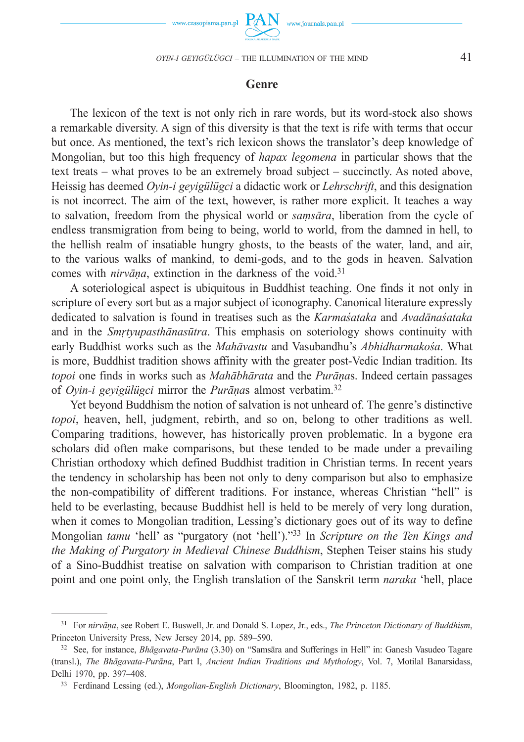## Genre

The lexicon of the text is not only rich in rare words, but its word-stock also shows a remarkable diversity. A sign of this diversity is that the text is rife with terms that occur but once. As mentioned, the text's rich lexicon shows the translator's deep knowledge of Mongolian, but too this high frequency of *hapax legomena* in particular shows that the text treats – what proves to be an extremely broad subject – succinctly. As noted above, Heissig has deemed *Oyin-i geyigülügci* a didactic work or *Lehrschrift*, and this designation is not incorrect. The aim of the text, however, is rather more explicit. It teaches a way to salvation, freedom from the physical world or *saṃsāra*, liberation from the cycle of endless transmigration from being to being, world to world, from the damned in hell, to the hellish realm of insatiable hungry ghosts, to the beasts of the water, land, and air, to the various walks of mankind, to demi-gods, and to the gods in heaven. Salvation comes with *nirvāṇa*, extinction in the darkness of the void.[31]

A soteriological aspect is ubiquitous in Buddhist teaching. One finds it not only in scripture of every sort but as a major subject of iconography. Canonical literature expressly dedicated to salvation is found in treatises such as the *Karmaśataka* and *Avadānaśataka* and in the *Smṛtyupasthānasūtra*. This emphasis on soteriology shows continuity with early Buddhist works such as the *Mahāvastu* and Vasubandhu's *Abhidharmakośa*. What is more, Buddhist tradition shows affinity with the greater post-Vedic Indian tradition. Its *topoi* one finds in works such as *Mahābhārata* and the *Purāṇa*s. Indeed certain passages of *Oyin-i geyigülügci* mirror the *Purāṇa*s almost verbatim.[32]

Yet beyond Buddhism the notion of salvation is not unheard of. The genre's distinctive *topoi*, heaven, hell, judgment, rebirth, and so on, belong to other traditions as well. Comparing traditions, however, has historically proven problematic. In a bygone era scholars did often make comparisons, but these tended to be made under a prevailing Christian orthodoxy which defined Buddhist tradition in Christian terms. In recent years the tendency in scholarship has been not only to deny comparison but also to emphasize the non-compatibility of different traditions. For instance, whereas Christian "hell" is held to be everlasting, because Buddhist hell is held to be merely of very long duration, when it comes to Mongolian tradition, Lessing's dictionary goes out of its way to define Mongolian *tamu* 'hell' as "purgatory (not 'hell')."[33] In *Scripture on the Ten Kings and the Making of Purgatory in Medieval Chinese Buddhism*, Stephen Teiser stains his study of a Sino-Buddhist treatise on salvation with comparison to Christian tradition at one point and one point only, the English translation of the Sanskrit term *naraka* 'hell, place

---

[31] For *nirvāṇa*, see Robert E. Buswell, Jr. and Donald S. Lopez, Jr., eds., *The Princeton Dictionary of Buddhism*, Princeton University Press, New Jersey 2014, pp. 589–590.

[32] See, for instance, *Bhāgavata-Purāṇa* (3.30) on "Samsāra and Sufferings in Hell" in: Ganesh Vasudeo Tagare (transl.), *The Bhāgavata-Purāṇa*, Part I, *Ancient Indian Traditions and Mythology*, Vol. 7, Motilal Banarsidass, Delhi 1970, pp. 397–408.

[33] Ferdinand Lessing (ed.), *Mongolian-English Dictionary*, Bloomington, 1982, p. 1185.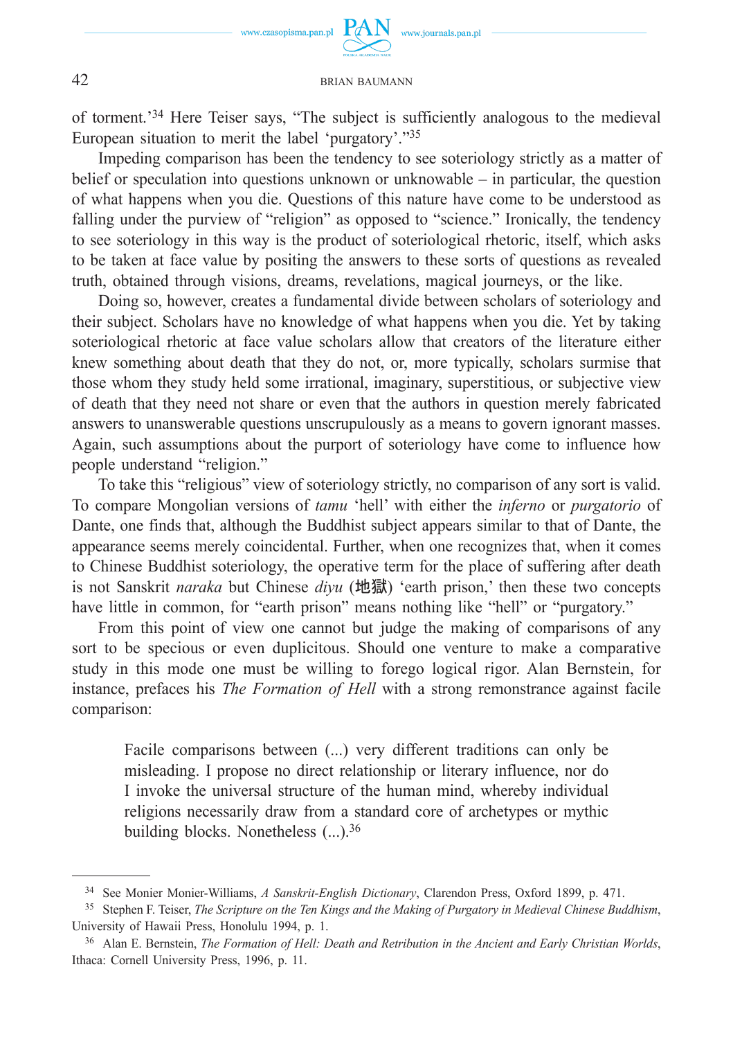of torment.'[34] Here Teiser says, "The subject is sufficiently analogous to the medieval European situation to merit the label 'purgatory'."[35]

Impeding comparison has been the tendency to see soteriology strictly as a matter of belief or speculation into questions unknown or unknowable – in particular, the question of what happens when you die. Questions of this nature have come to be understood as falling under the purview of "religion" as opposed to "science." Ironically, the tendency to see soteriology in this way is the product of soteriological rhetoric, itself, which asks to be taken at face value by positing the answers to these sorts of questions as revealed truth, obtained through visions, dreams, revelations, magical journeys, or the like.

Doing so, however, creates a fundamental divide between scholars of soteriology and their subject. Scholars have no knowledge of what happens when you die. Yet by taking soteriological rhetoric at face value scholars allow that creators of the literature either knew something about death that they do not, or, more typically, scholars surmise that those whom they study held some irrational, imaginary, superstitious, or subjective view of death that they need not share or even that the authors in question merely fabricated answers to unanswerable questions unscrupulously as a means to govern ignorant masses. Again, such assumptions about the purport of soteriology have come to influence how people understand "religion."

To take this "religious" view of soteriology strictly, no comparison of any sort is valid. To compare Mongolian versions of *tamu* 'hell' with either the *inferno* or *purgatorio* of Dante, one finds that, although the Buddhist subject appears similar to that of Dante, the appearance seems merely coincidental. Further, when one recognizes that, when it comes to Chinese Buddhist soteriology, the operative term for the place of suffering after death is not Sanskrit *naraka* but Chinese *diyu* (地獄) 'earth prison,' then these two concepts have little in common, for "earth prison" means nothing like "hell" or "purgatory."

From this point of view one cannot but judge the making of comparisons of any sort to be specious or even duplicitous. Should one venture to make a comparative study in this mode one must be willing to forego logical rigor. Alan Bernstein, for instance, prefaces his *The Formation of Hell* with a strong remonstrance against facile comparison:

> Facile comparisons between (...) very different traditions can only be misleading. I propose no direct relationship or literary influence, nor do I invoke the universal structure of the human mind, whereby individual religions necessarily draw from a standard core of archetypes or mythic building blocks. Nonetheless (...).[36]

---

[34] See Monier Monier-Williams, *A Sanskrit-English Dictionary*, Clarendon Press, Oxford 1899, p. 471.

[35] Stephen F. Teiser, *The Scripture on the Ten Kings and the Making of Purgatory in Medieval Chinese Buddhism*, University of Hawaii Press, Honolulu 1994, p. 1.

[36] Alan E. Bernstein, *The Formation of Hell: Death and Retribution in the Ancient and Early Christian Worlds*, Ithaca: Cornell University Press, 1996, p. 11.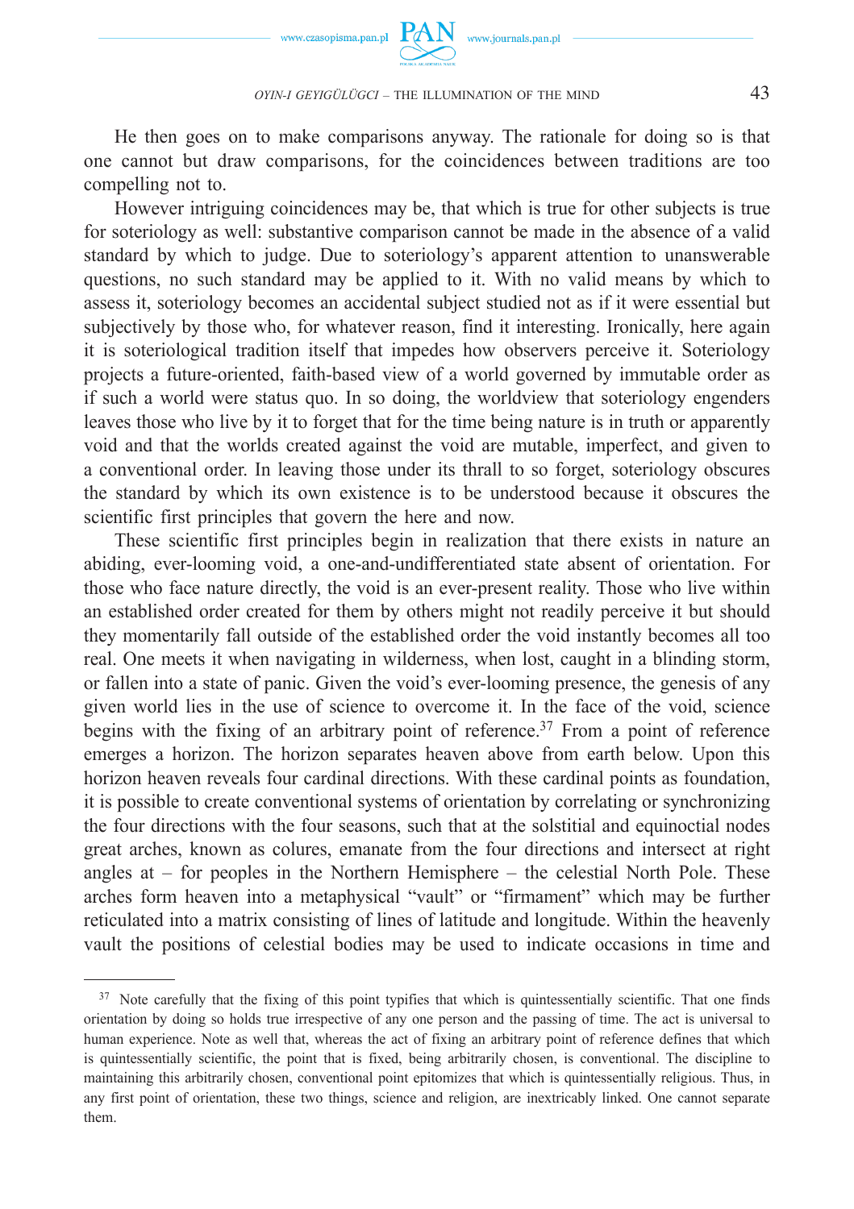He then goes on to make comparisons anyway. The rationale for doing so is that one cannot but draw comparisons, for the coincidences between traditions are too compelling not to.

However intriguing coincidences may be, that which is true for other subjects is true for soteriology as well: substantive comparison cannot be made in the absence of a valid standard by which to judge. Due to soteriology's apparent attention to unanswerable questions, no such standard may be applied to it. With no valid means by which to assess it, soteriology becomes an accidental subject studied not as if it were essential but subjectively by those who, for whatever reason, find it interesting. Ironically, here again it is soteriological tradition itself that impedes how observers perceive it. Soteriology projects a future-oriented, faith-based view of a world governed by immutable order as if such a world were status quo. In so doing, the worldview that soteriology engenders leaves those who live by it to forget that for the time being nature is in truth or apparently void and that the worlds created against the void are mutable, imperfect, and given to a conventional order. In leaving those under its thrall to so forget, soteriology obscures the standard by which its own existence is to be understood because it obscures the scientific first principles that govern the here and now.

These scientific first principles begin in realization that there exists in nature an abiding, ever-looming void, a one-and-undifferentiated state absent of orientation. For those who face nature directly, the void is an ever-present reality. Those who live within an established order created for them by others might not readily perceive it but should they momentarily fall outside of the established order the void instantly becomes all too real. One meets it when navigating in wilderness, when lost, caught in a blinding storm, or fallen into a state of panic. Given the void's ever-looming presence, the genesis of any given world lies in the use of science to overcome it. In the face of the void, science begins with the fixing of an arbitrary point of reference.[37] From a point of reference emerges a horizon. The horizon separates heaven above from earth below. Upon this horizon heaven reveals four cardinal directions. With these cardinal points as foundation, it is possible to create conventional systems of orientation by correlating or synchronizing the four directions with the four seasons, such that at the solstitial and equinoctial nodes great arches, known as colures, emanate from the four directions and intersect at right angles at – for peoples in the Northern Hemisphere – the celestial North Pole. These arches form heaven into a metaphysical "vault" or "firmament" which may be further reticulated into a matrix consisting of lines of latitude and longitude. Within the heavenly vault the positions of celestial bodies may be used to indicate occasions in time and

---

[37] Note carefully that the fixing of this point typifies that which is quintessentially scientific. That one finds orientation by doing so holds true irrespective of any one person and the passing of time. The act is universal to human experience. Note as well that, whereas the act of fixing an arbitrary point of reference defines that which is quintessentially scientific, the point that is fixed, being arbitrarily chosen, is conventional. The discipline to maintaining this arbitrarily chosen, conventional point epitomizes that which is quintessentially religious. Thus, in any first point of orientation, these two things, science and religion, are inextricably linked. One cannot separate them.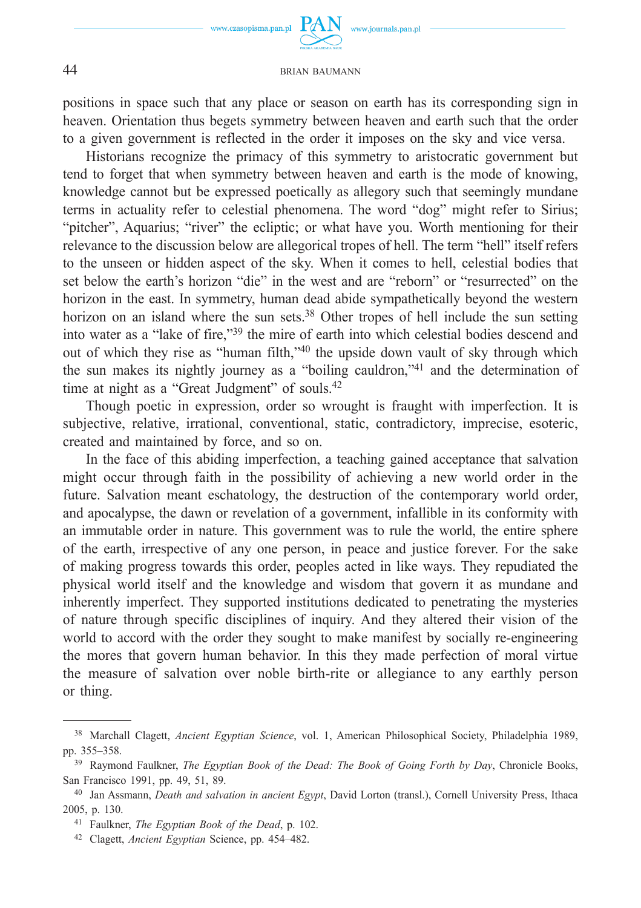positions in space such that any place or season on earth has its corresponding sign in heaven. Orientation thus begets symmetry between heaven and earth such that the order to a given government is reflected in the order it imposes on the sky and vice versa.

Historians recognize the primacy of this symmetry to aristocratic government but tend to forget that when symmetry between heaven and earth is the mode of knowing, knowledge cannot but be expressed poetically as allegory such that seemingly mundane terms in actuality refer to celestial phenomena. The word "dog" might refer to Sirius; "pitcher", Aquarius; "river" the ecliptic; or what have you. Worth mentioning for their relevance to the discussion below are allegorical tropes of hell. The term "hell" itself refers to the unseen or hidden aspect of the sky. When it comes to hell, celestial bodies that set below the earth's horizon "die" in the west and are "reborn" or "resurrected" on the horizon in the east. In symmetry, human dead abide sympathetically beyond the western horizon on an island where the sun sets.[38] Other tropes of hell include the sun setting into water as a "lake of fire,"[39] the mire of earth into which celestial bodies descend and out of which they rise as "human filth,"[40] the upside down vault of sky through which the sun makes its nightly journey as a "boiling cauldron,"[41] and the determination of time at night as a "Great Judgment" of souls.[42]

Though poetic in expression, order so wrought is fraught with imperfection. It is subjective, relative, irrational, conventional, static, contradictory, imprecise, esoteric, created and maintained by force, and so on.

In the face of this abiding imperfection, a teaching gained acceptance that salvation might occur through faith in the possibility of achieving a new world order in the future. Salvation meant eschatology, the destruction of the contemporary world order, and apocalypse, the dawn or revelation of a government, infallible in its conformity with an immutable order in nature. This government was to rule the world, the entire sphere of the earth, irrespective of any one person, in peace and justice forever. For the sake of making progress towards this order, peoples acted in like ways. They repudiated the physical world itself and the knowledge and wisdom that govern it as mundane and inherently imperfect. They supported institutions dedicated to penetrating the mysteries of nature through specific disciplines of inquiry. And they altered their vision of the world to accord with the order they sought to make manifest by socially re-engineering the mores that govern human behavior. In this they made perfection of moral virtue the measure of salvation over noble birth-rite or allegiance to any earthly person or thing.

---

[38] Marchall Clagett, *Ancient Egyptian Science*, vol. 1, American Philosophical Society, Philadelphia 1989, pp. 355–358.

[39] Raymond Faulkner, *The Egyptian Book of the Dead: The Book of Going Forth by Day*, Chronicle Books, San Francisco 1991, pp. 49, 51, 89.

[40] Jan Assmann, *Death and salvation in ancient Egypt*, David Lorton (transl.), Cornell University Press, Ithaca 2005, p. 130.

[41] Faulkner, *The Egyptian Book of the Dead*, p. 102.

[42] Clagett, *Ancient Egyptian* Science, pp. 454–482.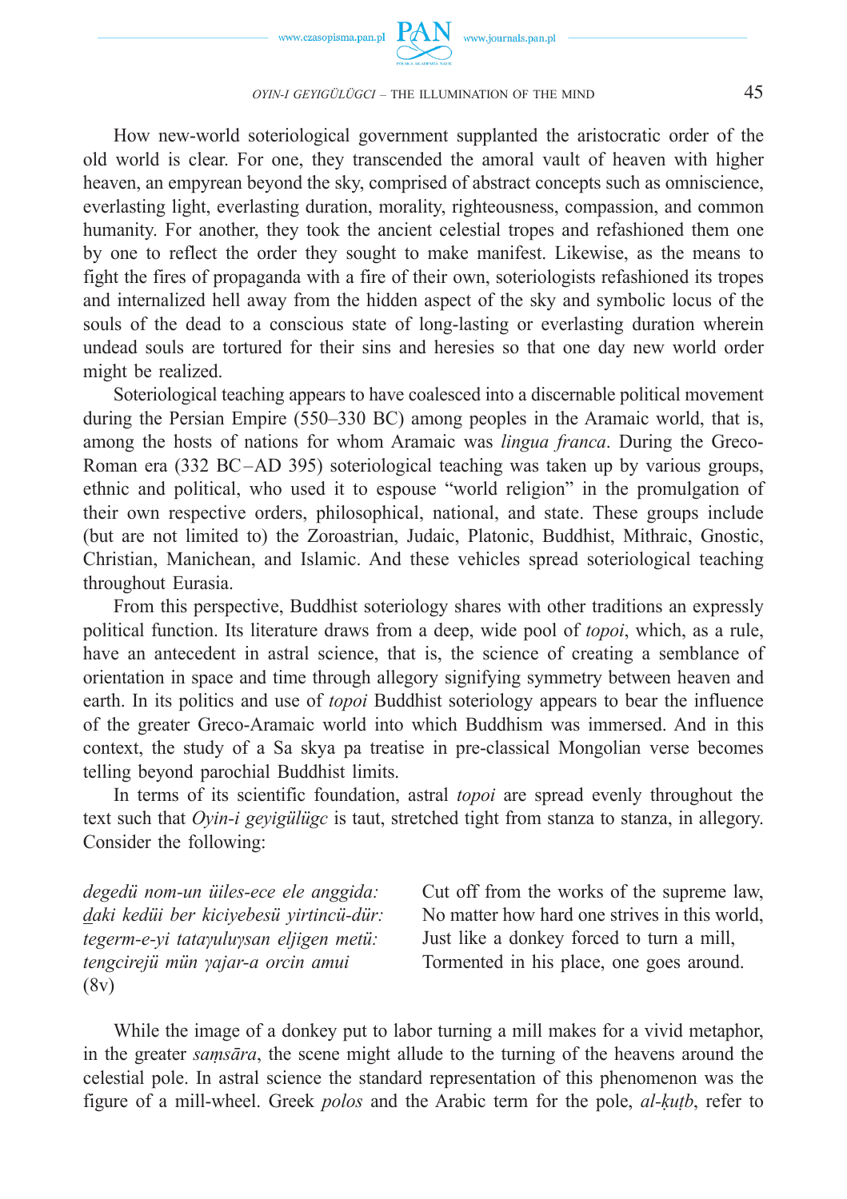How new-world soteriological government supplanted the aristocratic order of the old world is clear. For one, they transcended the amoral vault of heaven with higher heaven, an empyrean beyond the sky, comprised of abstract concepts such as omniscience, everlasting light, everlasting duration, morality, righteousness, compassion, and common humanity. For another, they took the ancient celestial tropes and refashioned them one by one to reflect the order they sought to make manifest. Likewise, as the means to fight the fires of propaganda with a fire of their own, soteriologists refashioned its tropes and internalized hell away from the hidden aspect of the sky and symbolic locus of the souls of the dead to a conscious state of long-lasting or everlasting duration wherein undead souls are tortured for their sins and heresies so that one day new world order might be realized.

Soteriological teaching appears to have coalesced into a discernable political movement during the Persian Empire (550–330 BC) among peoples in the Aramaic world, that is, among the hosts of nations for whom Aramaic was *lingua franca*. During the Greco-Roman era (332 BC–AD 395) soteriological teaching was taken up by various groups, ethnic and political, who used it to espouse "world religion" in the promulgation of their own respective orders, philosophical, national, and state. These groups include (but are not limited to) the Zoroastrian, Judaic, Platonic, Buddhist, Mithraic, Gnostic, Christian, Manichean, and Islamic. And these vehicles spread soteriological teaching throughout Eurasia.

From this perspective, Buddhist soteriology shares with other traditions an expressly political function. Its literature draws from a deep, wide pool of *topoi*, which, as a rule, have an antecedent in astral science, that is, the science of creating a semblance of orientation in space and time through allegory signifying symmetry between heaven and earth. In its politics and use of *topoi* Buddhist soteriology appears to bear the influence of the greater Greco-Aramaic world into which Buddhism was immersed. And in this context, the study of a Sa skya pa treatise in pre-classical Mongolian verse becomes telling beyond parochial Buddhist limits.

In terms of its scientific foundation, astral *topoi* are spread evenly throughout the text such that *Oyin-i geyigülügc* is taut, stretched tight from stanza to stanza, in allegory. Consider the following:

| | |
|---|---|
| *degedü nom-un üiles-ece ele anggida:* | Cut off from the works of the supreme law, |
| *d̲aki kedüi ber kiciyebesü yirtincü-dür:* | No matter how hard one strives in this world, |
| *tegerm-e-yi tataγuluγsan eljigen metü:* | Just like a donkey forced to turn a mill, |
| *tengcirejü mün γajar-a orcin amui* | Tormented in his place, one goes around. |
| (8v) | |

While the image of a donkey put to labor turning a mill makes for a vivid metaphor, in the greater *saṃsāra*, the scene might allude to the turning of the heavens around the celestial pole. In astral science the standard representation of this phenomenon was the figure of a mill-wheel. Greek *polos* and the Arabic term for the pole, *al-ḳuṭb*, refer to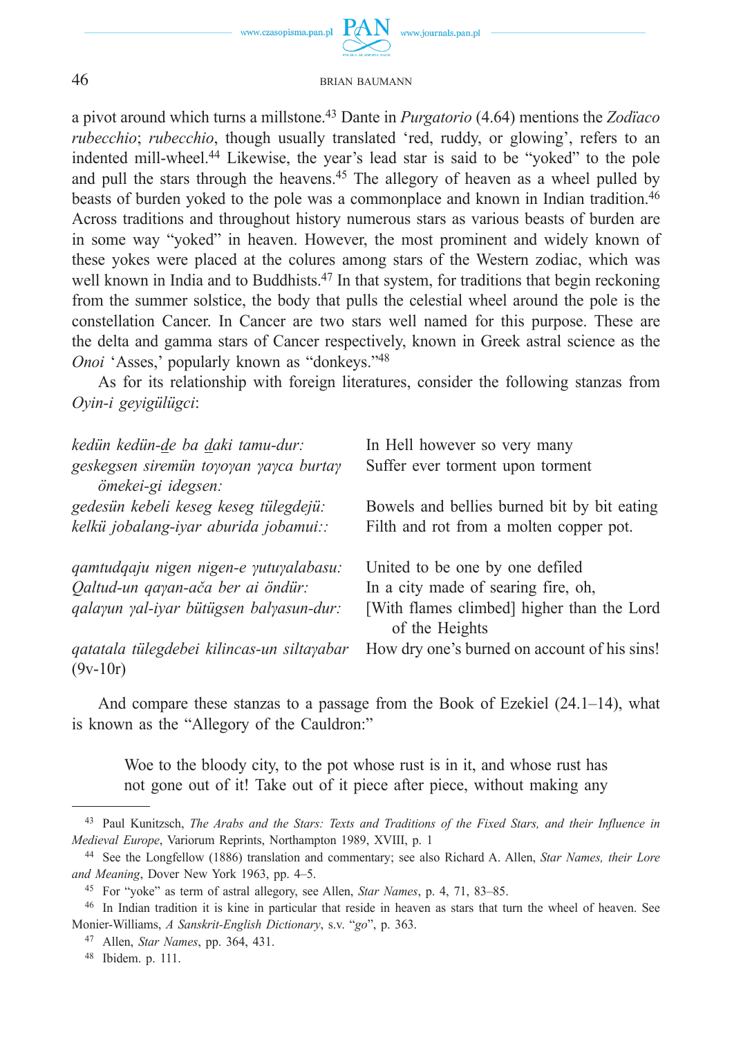a pivot around which turns a millstone.[43] Dante in *Purgatorio* (4.64) mentions the *Zodïaco rubecchio*; *rubecchio*, though usually translated 'red, ruddy, or glowing', refers to an indented mill-wheel.[44] Likewise, the year's lead star is said to be "yoked" to the pole and pull the stars through the heavens.[45] The allegory of heaven as a wheel pulled by beasts of burden yoked to the pole was a commonplace and known in Indian tradition.[46] Across traditions and throughout history numerous stars as various beasts of burden are in some way "yoked" in heaven. However, the most prominent and widely known of these yokes were placed at the colures among stars of the Western zodiac, which was well known in India and to Buddhists.[47] In that system, for traditions that begin reckoning from the summer solstice, the body that pulls the celestial wheel around the pole is the constellation Cancer. In Cancer are two stars well named for this purpose. These are the delta and gamma stars of Cancer respectively, known in Greek astral science as the *Onoi* 'Asses,' popularly known as "donkeys."[48]

As for its relationship with foreign literatures, consider the following stanzas from *Oyin-i geyigülügci*:

| | |
|---|---|
| *kedün kedün-de ba daki tamu-dur:* | In Hell however so very many |
| *geskegsen siremün toγoγan γaγca burtaγ ömekei-gi idegsen:* | Suffer ever torment upon torment |
| *gedesün kebeli keseg keseg tülegdejü:* | Bowels and bellies burned bit by bit eating |
| *kelkü jobalang-iyar aburida jobamui::* | Filth and rot from a molten copper pot. |
| | |
| *qamtudqaju nigen nigen-e γutuγalabasu:* | United to be one by one defiled |
| *Qaltud-un qaγan-ača ber ai öndür:* | In a city made of searing fire, oh, |
| *qalaγun γal-iyar bütügsen balγasun-dur:* | [With flames climbed] higher than the Lord of the Heights |
| *qatatala tülegdebei kilincas-un siltaγabar* (9v-10r) | How dry one's burned on account of his sins! |

And compare these stanzas to a passage from the Book of Ezekiel (24.1–14), what is known as the "Allegory of the Cauldron:"

> Woe to the bloody city, to the pot whose rust is in it, and whose rust has not gone out of it! Take out of it piece after piece, without making any

---

[43] Paul Kunitzsch, *The Arabs and the Stars: Texts and Traditions of the Fixed Stars, and their Influence in Medieval Europe*, Variorum Reprints, Northampton 1989, XVIII, p. 1

[44] See the Longfellow (1886) translation and commentary; see also Richard A. Allen, *Star Names, their Lore and Meaning*, Dover New York 1963, pp. 4–5.

[45] For "yoke" as term of astral allegory, see Allen, *Star Names*, p. 4, 71, 83–85.

[46] In Indian tradition it is kine in particular that reside in heaven as stars that turn the wheel of heaven. See Monier-Williams, *A Sanskrit-English Dictionary*, s.v. "*go*", p. 363.

[47] Allen, *Star Names*, pp. 364, 431.

[48] Ibidem. p. 111.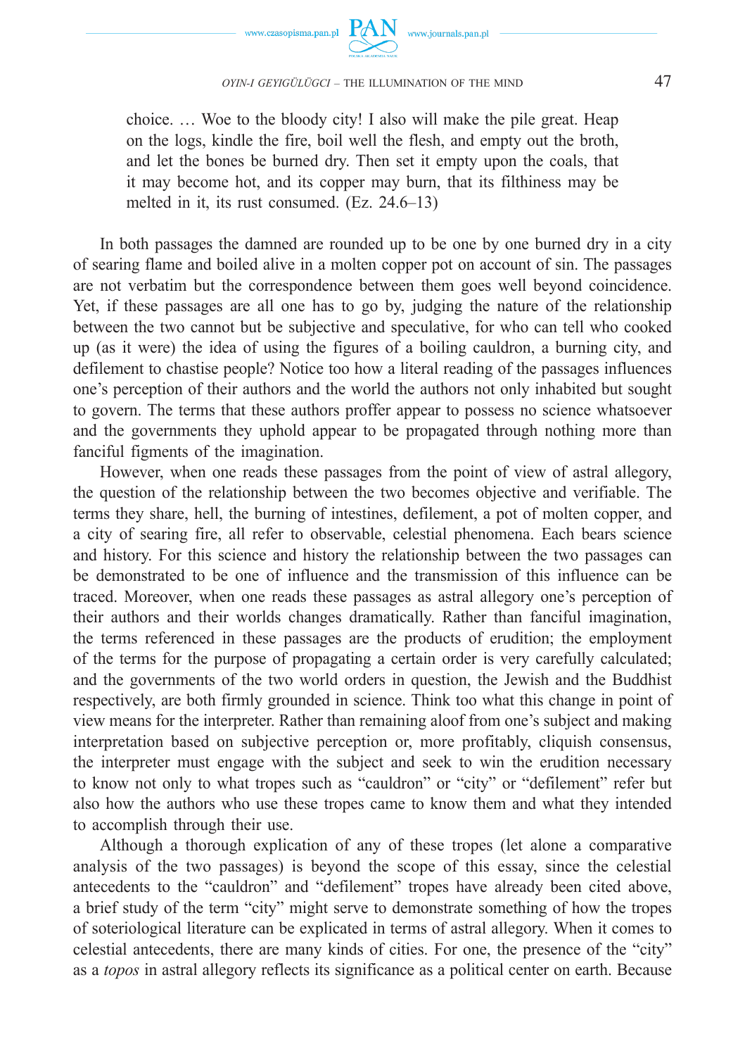> choice. … Woe to the bloody city! I also will make the pile great. Heap on the logs, kindle the fire, boil well the flesh, and empty out the broth, and let the bones be burned dry. Then set it empty upon the coals, that it may become hot, and its copper may burn, that its filthiness may be melted in it, its rust consumed. (Ez. 24.6–13)

In both passages the damned are rounded up to be one by one burned dry in a city of searing flame and boiled alive in a molten copper pot on account of sin. The passages are not verbatim but the correspondence between them goes well beyond coincidence. Yet, if these passages are all one has to go by, judging the nature of the relationship between the two cannot but be subjective and speculative, for who can tell who cooked up (as it were) the idea of using the figures of a boiling cauldron, a burning city, and defilement to chastise people? Notice too how a literal reading of the passages influences one's perception of their authors and the world the authors not only inhabited but sought to govern. The terms that these authors proffer appear to possess no science whatsoever and the governments they uphold appear to be propagated through nothing more than fanciful figments of the imagination.

However, when one reads these passages from the point of view of astral allegory, the question of the relationship between the two becomes objective and verifiable. The terms they share, hell, the burning of intestines, defilement, a pot of molten copper, and a city of searing fire, all refer to observable, celestial phenomena. Each bears science and history. For this science and history the relationship between the two passages can be demonstrated to be one of influence and the transmission of this influence can be traced. Moreover, when one reads these passages as astral allegory one's perception of their authors and their worlds changes dramatically. Rather than fanciful imagination, the terms referenced in these passages are the products of erudition; the employment of the terms for the purpose of propagating a certain order is very carefully calculated; and the governments of the two world orders in question, the Jewish and the Buddhist respectively, are both firmly grounded in science. Think too what this change in point of view means for the interpreter. Rather than remaining aloof from one's subject and making interpretation based on subjective perception or, more profitably, cliquish consensus, the interpreter must engage with the subject and seek to win the erudition necessary to know not only to what tropes such as "cauldron" or "city" or "defilement" refer but also how the authors who use these tropes came to know them and what they intended to accomplish through their use.

Although a thorough explication of any of these tropes (let alone a comparative analysis of the two passages) is beyond the scope of this essay, since the celestial antecedents to the "cauldron" and "defilement" tropes have already been cited above, a brief study of the term "city" might serve to demonstrate something of how the tropes of soteriological literature can be explicated in terms of astral allegory. When it comes to celestial antecedents, there are many kinds of cities. For one, the presence of the "city" as a *topos* in astral allegory reflects its significance as a political center on earth. Because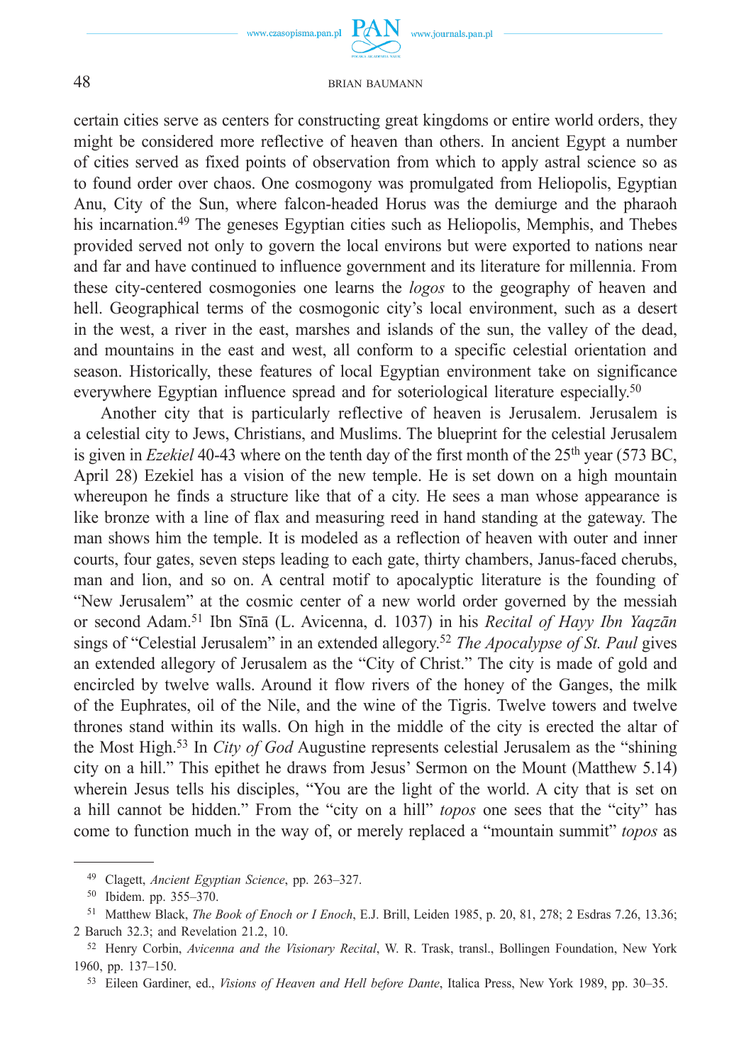certain cities serve as centers for constructing great kingdoms or entire world orders, they might be considered more reflective of heaven than others. In ancient Egypt a number of cities served as fixed points of observation from which to apply astral science so as to found order over chaos. One cosmogony was promulgated from Heliopolis, Egyptian Anu, City of the Sun, where falcon-headed Horus was the demiurge and the pharaoh his incarnation.[49] The geneses Egyptian cities such as Heliopolis, Memphis, and Thebes provided served not only to govern the local environs but were exported to nations near and far and have continued to influence government and its literature for millennia. From these city-centered cosmogonies one learns the *logos* to the geography of heaven and hell. Geographical terms of the cosmogonic city's local environment, such as a desert in the west, a river in the east, marshes and islands of the sun, the valley of the dead, and mountains in the east and west, all conform to a specific celestial orientation and season. Historically, these features of local Egyptian environment take on significance everywhere Egyptian influence spread and for soteriological literature especially.[50]

Another city that is particularly reflective of heaven is Jerusalem. Jerusalem is a celestial city to Jews, Christians, and Muslims. The blueprint for the celestial Jerusalem is given in *Ezekiel* 40-43 where on the tenth day of the first month of the 25th year (573 BC, April 28) Ezekiel has a vision of the new temple. He is set down on a high mountain whereupon he finds a structure like that of a city. He sees a man whose appearance is like bronze with a line of flax and measuring reed in hand standing at the gateway. The man shows him the temple. It is modeled as a reflection of heaven with outer and inner courts, four gates, seven steps leading to each gate, thirty chambers, Janus-faced cherubs, man and lion, and so on. A central motif to apocalyptic literature is the founding of "New Jerusalem" at the cosmic center of a new world order governed by the messiah or second Adam.[51] Ibn Sīnā (L. Avicenna, d. 1037) in his *Recital of Hayy Ibn Yaqzān* sings of "Celestial Jerusalem" in an extended allegory.[52] *The Apocalypse of St. Paul* gives an extended allegory of Jerusalem as the "City of Christ." The city is made of gold and encircled by twelve walls. Around it flow rivers of the honey of the Ganges, the milk of the Euphrates, oil of the Nile, and the wine of the Tigris. Twelve towers and twelve thrones stand within its walls. On high in the middle of the city is erected the altar of the Most High.[53] In *City of God* Augustine represents celestial Jerusalem as the "shining city on a hill." This epithet he draws from Jesus' Sermon on the Mount (Matthew 5.14) wherein Jesus tells his disciples, "You are the light of the world. A city that is set on a hill cannot be hidden." From the "city on a hill" *topos* one sees that the "city" has come to function much in the way of, or merely replaced a "mountain summit" *topos* as

---

[49] Clagett, *Ancient Egyptian Science*, pp. 263–327.

[50] Ibidem. pp. 355–370.

[51] Matthew Black, *The Book of Enoch or I Enoch*, E.J. Brill, Leiden 1985, p. 20, 81, 278; 2 Esdras 7.26, 13.36; 2 Baruch 32.3; and Revelation 21.2, 10.

[52] Henry Corbin, *Avicenna and the Visionary Recital*, W. R. Trask, transl., Bollingen Foundation, New York 1960, pp. 137–150.

[53] Eileen Gardiner, ed., *Visions of Heaven and Hell before Dante*, Italica Press, New York 1989, pp. 30–35.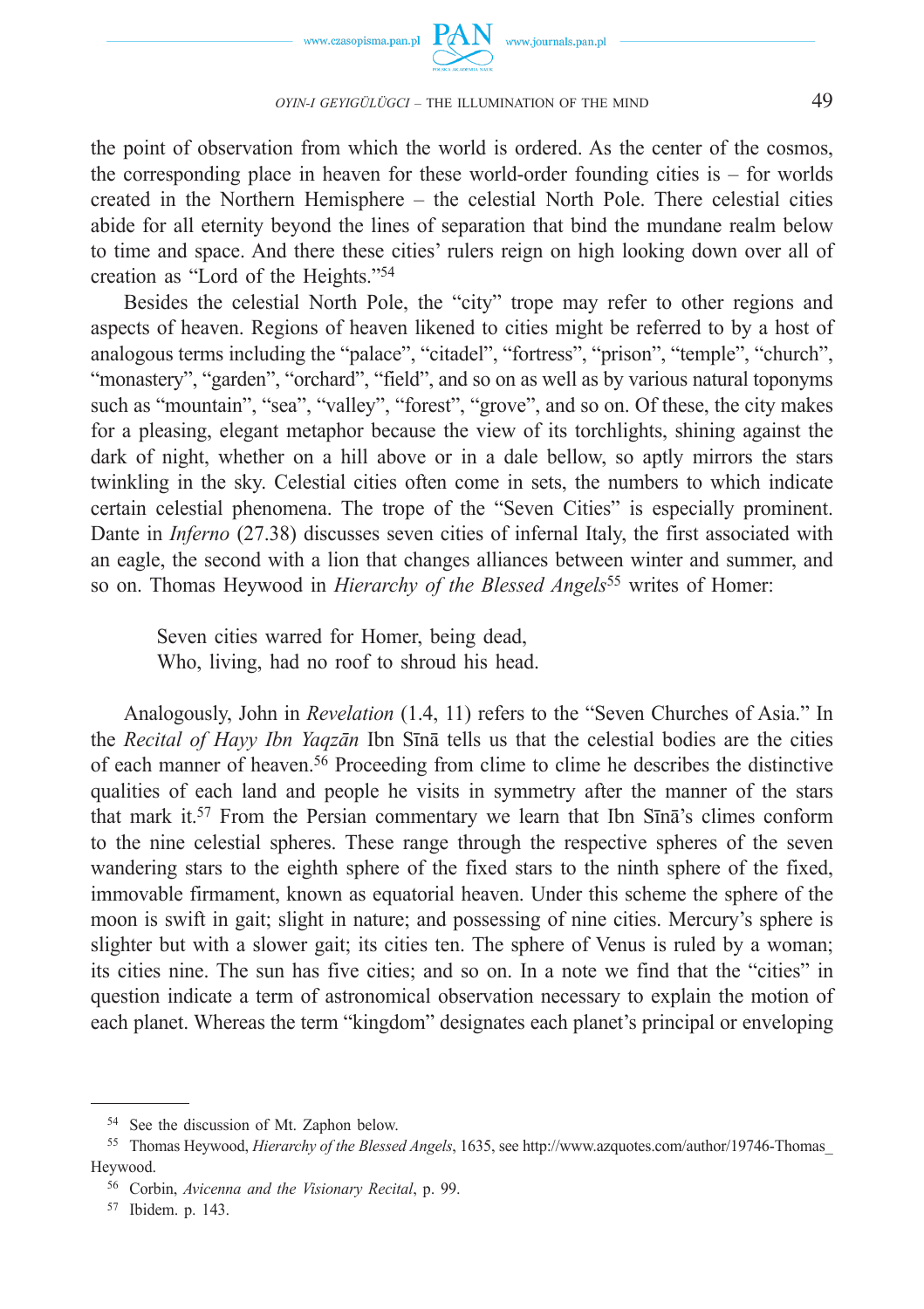the point of observation from which the world is ordered. As the center of the cosmos, the corresponding place in heaven for these world-order founding cities is – for worlds created in the Northern Hemisphere – the celestial North Pole. There celestial cities abide for all eternity beyond the lines of separation that bind the mundane realm below to time and space. And there these cities' rulers reign on high looking down over all of creation as "Lord of the Heights."[54]

Besides the celestial North Pole, the "city" trope may refer to other regions and aspects of heaven. Regions of heaven likened to cities might be referred to by a host of analogous terms including the "palace", "citadel", "fortress", "prison", "temple", "church", "monastery", "garden", "orchard", "field", and so on as well as by various natural toponyms such as "mountain", "sea", "valley", "forest", "grove", and so on. Of these, the city makes for a pleasing, elegant metaphor because the view of its torchlights, shining against the dark of night, whether on a hill above or in a dale bellow, so aptly mirrors the stars twinkling in the sky. Celestial cities often come in sets, the numbers to which indicate certain celestial phenomena. The trope of the "Seven Cities" is especially prominent. Dante in *Inferno* (27.38) discusses seven cities of infernal Italy, the first associated with an eagle, the second with a lion that changes alliances between winter and summer, and so on. Thomas Heywood in *Hierarchy of the Blessed Angels*[55] writes of Homer:

> Seven cities warred for Homer, being dead,
> Who, living, had no roof to shroud his head.

Analogously, John in *Revelation* (1.4, 11) refers to the "Seven Churches of Asia." In the *Recital of Hayy Ibn Yaqzān* Ibn Sīnā tells us that the celestial bodies are the cities of each manner of heaven.[56] Proceeding from clime to clime he describes the distinctive qualities of each land and people he visits in symmetry after the manner of the stars that mark it.[57] From the Persian commentary we learn that Ibn Sīnā's climes conform to the nine celestial spheres. These range through the respective spheres of the seven wandering stars to the eighth sphere of the fixed stars to the ninth sphere of the fixed, immovable firmament, known as equatorial heaven. Under this scheme the sphere of the moon is swift in gait; slight in nature; and possessing of nine cities. Mercury's sphere is slighter but with a slower gait; its cities ten. The sphere of Venus is ruled by a woman; its cities nine. The sun has five cities; and so on. In a note we find that the "cities" in question indicate a term of astronomical observation necessary to explain the motion of each planet. Whereas the term "kingdom" designates each planet's principal or enveloping

---

[54] See the discussion of Mt. Zaphon below.

[55] Thomas Heywood, *Hierarchy of the Blessed Angels*, 1635, see http://www.azquotes.com/author/19746-Thomas_Heywood.

[56] Corbin, *Avicenna and the Visionary Recital*, p. 99.

[57] Ibidem. p. 143.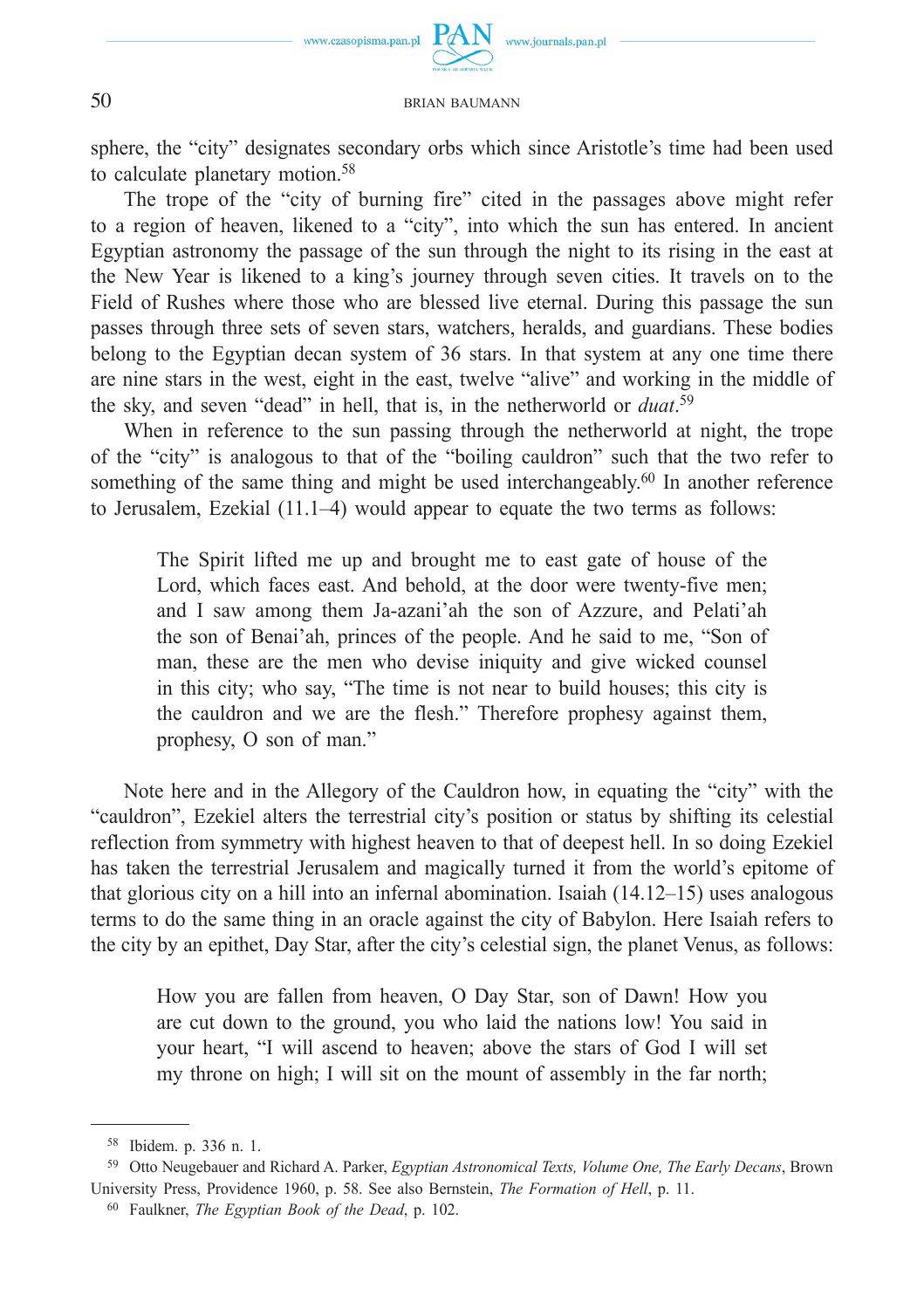sphere, the "city" designates secondary orbs which since Aristotle's time had been used to calculate planetary motion.[58]

The trope of the "city of burning fire" cited in the passages above might refer to a region of heaven, likened to a "city", into which the sun has entered. In ancient Egyptian astronomy the passage of the sun through the night to its rising in the east at the New Year is likened to a king's journey through seven cities. It travels on to the Field of Rushes where those who are blessed live eternal. During this passage the sun passes through three sets of seven stars, watchers, heralds, and guardians. These bodies belong to the Egyptian decan system of 36 stars. In that system at any one time there are nine stars in the west, eight in the east, twelve "alive" and working in the middle of the sky, and seven "dead" in hell, that is, in the netherworld or *duat*.[59]

When in reference to the sun passing through the netherworld at night, the trope of the "city" is analogous to that of the "boiling cauldron" such that the two refer to something of the same thing and might be used interchangeably.[60] In another reference to Jerusalem, Ezekial (11.1–4) would appear to equate the two terms as follows:

> The Spirit lifted me up and brought me to east gate of house of the Lord, which faces east. And behold, at the door were twenty-five men; and I saw among them Ja-azani'ah the son of Azzure, and Pelati'ah the son of Benai'ah, princes of the people. And he said to me, "Son of man, these are the men who devise iniquity and give wicked counsel in this city; who say, "The time is not near to build houses; this city is the cauldron and we are the flesh." Therefore prophesy against them, prophesy, O son of man."

Note here and in the Allegory of the Cauldron how, in equating the "city" with the "cauldron", Ezekiel alters the terrestrial city's position or status by shifting its celestial reflection from symmetry with highest heaven to that of deepest hell. In so doing Ezekiel has taken the terrestrial Jerusalem and magically turned it from the world's epitome of that glorious city on a hill into an infernal abomination. Isaiah (14.12–15) uses analogous terms to do the same thing in an oracle against the city of Babylon. Here Isaiah refers to the city by an epithet, Day Star, after the city's celestial sign, the planet Venus, as follows:

> How you are fallen from heaven, O Day Star, son of Dawn! How you are cut down to the ground, you who laid the nations low! You said in your heart, "I will ascend to heaven; above the stars of God I will set my throne on high; I will sit on the mount of assembly in the far north;

---

[58] Ibidem. p. 336 n. 1.

[59] Otto Neugebauer and Richard A. Parker, *Egyptian Astronomical Texts, Volume One, The Early Decans*, Brown University Press, Providence 1960, p. 58. See also Bernstein, *The Formation of Hell*, p. 11.

[60] Faulkner, *The Egyptian Book of the Dead*, p. 102.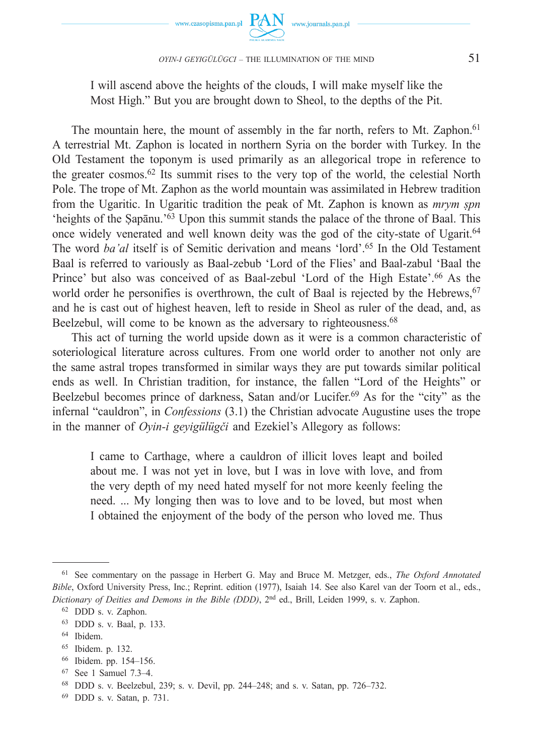> I will ascend above the heights of the clouds, I will make myself like the Most High." But you are brought down to Sheol, to the depths of the Pit.

The mountain here, the mount of assembly in the far north, refers to Mt. Zaphon.[61] A terrestrial Mt. Zaphon is located in northern Syria on the border with Turkey. In the Old Testament the toponym is used primarily as an allegorical trope in reference to the greater cosmos.[62] Its summit rises to the very top of the world, the celestial North Pole. The trope of Mt. Zaphon as the world mountain was assimilated in Hebrew tradition from the Ugaritic. In Ugaritic tradition the peak of Mt. Zaphon is known as *mrym ṣpn* 'heights of the Ṣapānu.'[63] Upon this summit stands the palace of the throne of Baal. This once widely venerated and well known deity was the god of the city-state of Ugarit.[64] The word *ba'al* itself is of Semitic derivation and means 'lord'.[65] In the Old Testament Baal is referred to variously as Baal-zebub 'Lord of the Flies' and Baal-zabul 'Baal the Prince' but also was conceived of as Baal-zebul 'Lord of the High Estate'.[66] As the world order he personifies is overthrown, the cult of Baal is rejected by the Hebrews,[67] and he is cast out of highest heaven, left to reside in Sheol as ruler of the dead, and, as Beelzebul, will come to be known as the adversary to righteousness.[68]

This act of turning the world upside down as it were is a common characteristic of soteriological literature across cultures. From one world order to another not only are the same astral tropes transformed in similar ways they are put towards similar political ends as well. In Christian tradition, for instance, the fallen "Lord of the Heights" or Beelzebul becomes prince of darkness, Satan and/or Lucifer.[69] As for the "city" as the infernal "cauldron", in *Confessions* (3.1) the Christian advocate Augustine uses the trope in the manner of *Oyin-i geyigülügči* and Ezekiel's Allegory as follows:

> I came to Carthage, where a cauldron of illicit loves leapt and boiled about me. I was not yet in love, but I was in love with love, and from the very depth of my need hated myself for not more keenly feeling the need. ... My longing then was to love and to be loved, but most when I obtained the enjoyment of the body of the person who loved me. Thus

---

[61] See commentary on the passage in Herbert G. May and Bruce M. Metzger, eds., *The Oxford Annotated Bible*, Oxford University Press, Inc.; Reprint. edition (1977), Isaiah 14. See also Karel van der Toorn et al., eds., *Dictionary of Deities and Demons in the Bible (DDD)*, 2nd ed., Brill, Leiden 1999, s. v. Zaphon.

[62] DDD s. v. Zaphon.

[63] DDD s. v. Baal, p. 133.

[64] Ibidem.

[65] Ibidem. p. 132.

[66] Ibidem. pp. 154–156.

[67] See 1 Samuel 7.3–4.

[68] DDD s. v. Beelzebul, 239; s. v. Devil, pp. 244–248; and s. v. Satan, pp. 726–732.

[69] DDD s. v. Satan, p. 731.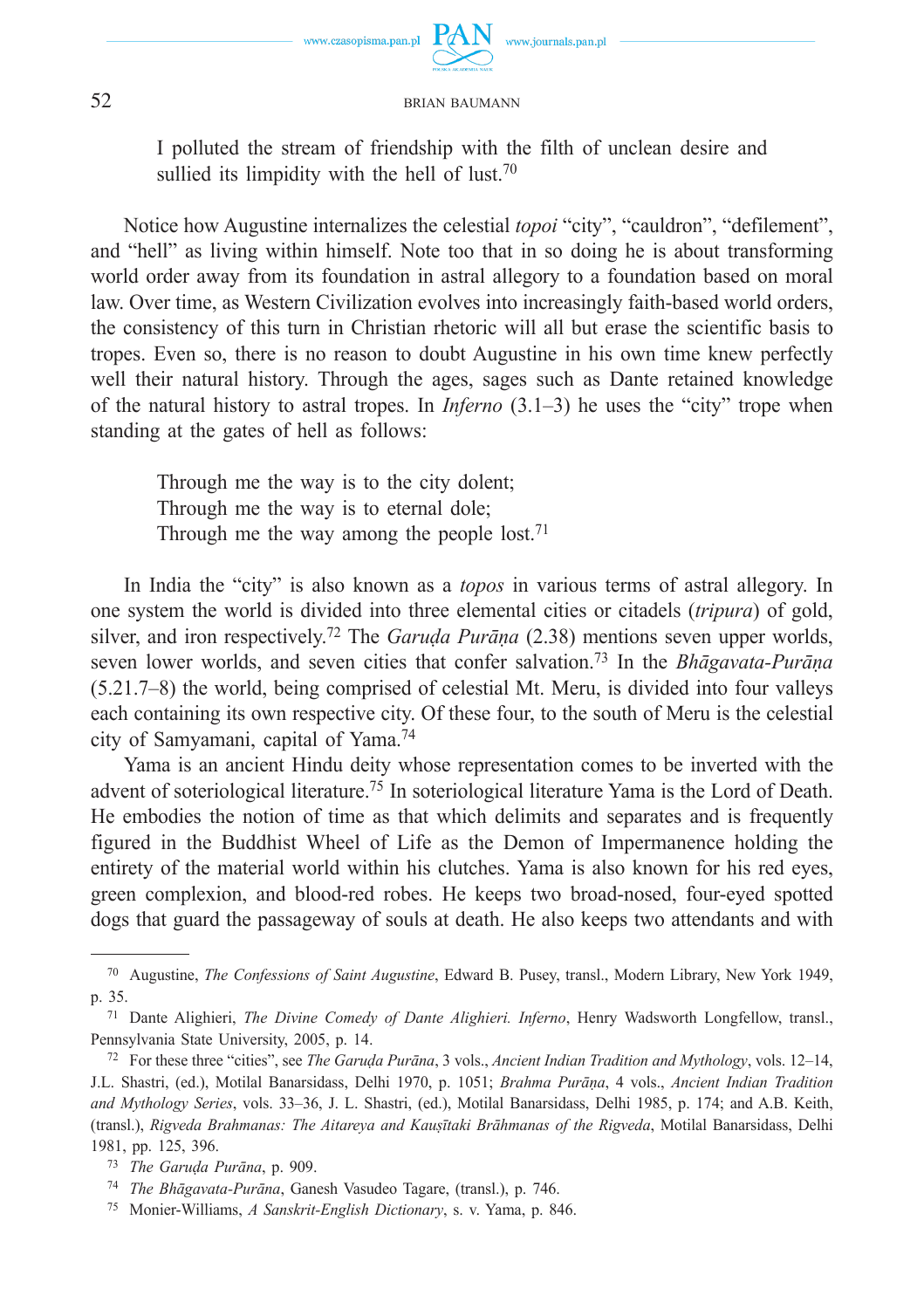> I polluted the stream of friendship with the filth of unclean desire and sullied its limpidity with the hell of lust.[70]

Notice how Augustine internalizes the celestial *topoi* "city", "cauldron", "defilement", and "hell" as living within himself. Note too that in so doing he is about transforming world order away from its foundation in astral allegory to a foundation based on moral law. Over time, as Western Civilization evolves into increasingly faith-based world orders, the consistency of this turn in Christian rhetoric will all but erase the scientific basis to tropes. Even so, there is no reason to doubt Augustine in his own time knew perfectly well their natural history. Through the ages, sages such as Dante retained knowledge of the natural history to astral tropes. In *Inferno* (3.1–3) he uses the "city" trope when standing at the gates of hell as follows:

> Through me the way is to the city dolent;
> Through me the way is to eternal dole;
> Through me the way among the people lost.[71]

In India the "city" is also known as a *topos* in various terms of astral allegory. In one system the world is divided into three elemental cities or citadels (*tripura*) of gold, silver, and iron respectively.[72] The *Garuḍa Purāṇa* (2.38) mentions seven upper worlds, seven lower worlds, and seven cities that confer salvation.[73] In the *Bhāgavata-Purāṇa* (5.21.7–8) the world, being comprised of celestial Mt. Meru, is divided into four valleys each containing its own respective city. Of these four, to the south of Meru is the celestial city of Samyamani, capital of Yama.[74]

Yama is an ancient Hindu deity whose representation comes to be inverted with the advent of soteriological literature.[75] In soteriological literature Yama is the Lord of Death. He embodies the notion of time as that which delimits and separates and is frequently figured in the Buddhist Wheel of Life as the Demon of Impermanence holding the entirety of the material world within his clutches. Yama is also known for his red eyes, green complexion, and blood-red robes. He keeps two broad-nosed, four-eyed spotted dogs that guard the passageway of souls at death. He also keeps two attendants and with

---

[70] Augustine, *The Confessions of Saint Augustine*, Edward B. Pusey, transl., Modern Library, New York 1949, p. 35.

[71] Dante Alighieri, *The Divine Comedy of Dante Alighieri. Inferno*, Henry Wadsworth Longfellow, transl., Pennsylvania State University, 2005, p. 14.

[72] For these three "cities", see *The Garuḍa Purāna*, 3 vols., *Ancient Indian Tradition and Mythology*, vols. 12–14, J.L. Shastri, (ed.), Motilal Banarsidass, Delhi 1970, p. 1051; *Brahma Purāṇa*, 4 vols., *Ancient Indian Tradition and Mythology Series*, vols. 33–36, J. L. Shastri, (ed.), Motilal Banarsidass, Delhi 1985, p. 174; and A.B. Keith, (transl.), *Rigveda Brahmanas: The Aitareya and Kauṣītaki Brāhmanas of the Rigveda*, Motilal Banarsidass, Delhi 1981, pp. 125, 396.

[73] *The Garuḍa Purāna*, p. 909.

[74] *The Bhāgavata-Purāṇa*, Ganesh Vasudeo Tagare, (transl.), p. 746.

[75] Monier-Williams, *A Sanskrit-English Dictionary*, s. v. Yama, p. 846.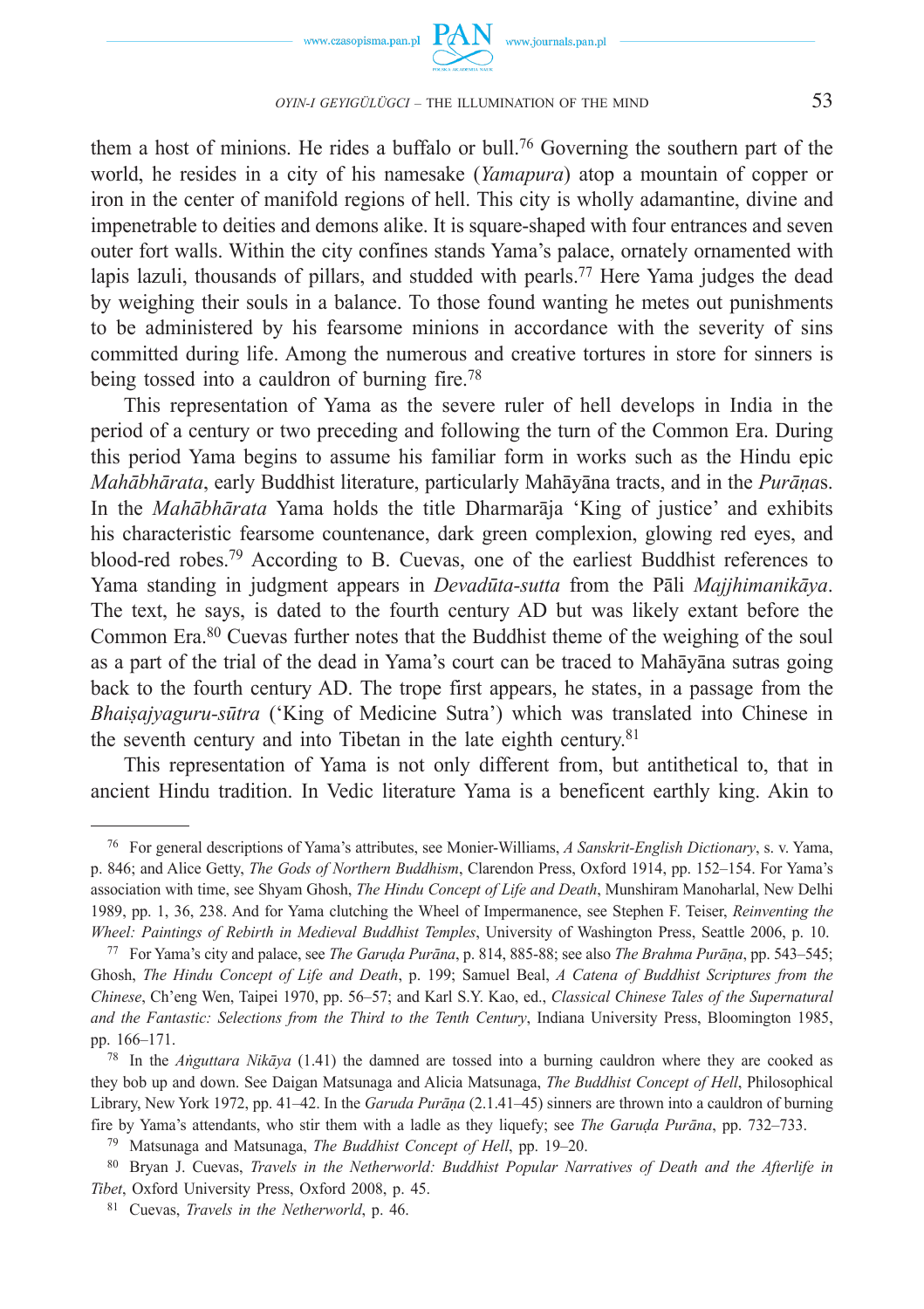them a host of minions. He rides a buffalo or bull.[76] Governing the southern part of the world, he resides in a city of his namesake (*Yamapura*) atop a mountain of copper or iron in the center of manifold regions of hell. This city is wholly adamantine, divine and impenetrable to deities and demons alike. It is square-shaped with four entrances and seven outer fort walls. Within the city confines stands Yama's palace, ornately ornamented with lapis lazuli, thousands of pillars, and studded with pearls.[77] Here Yama judges the dead by weighing their souls in a balance. To those found wanting he metes out punishments to be administered by his fearsome minions in accordance with the severity of sins committed during life. Among the numerous and creative tortures in store for sinners is being tossed into a cauldron of burning fire.[78]

This representation of Yama as the severe ruler of hell develops in India in the period of a century or two preceding and following the turn of the Common Era. During this period Yama begins to assume his familiar form in works such as the Hindu epic *Mahābhārata*, early Buddhist literature, particularly Mahāyāna tracts, and in the *Purāṇa*s. In the *Mahābhārata* Yama holds the title Dharmarāja 'King of justice' and exhibits his characteristic fearsome countenance, dark green complexion, glowing red eyes, and blood-red robes.[79] According to B. Cuevas, one of the earliest Buddhist references to Yama standing in judgment appears in *Devadūta-sutta* from the Pāli *Majjhimanikāya*. The text, he says, is dated to the fourth century AD but was likely extant before the Common Era.[80] Cuevas further notes that the Buddhist theme of the weighing of the soul as a part of the trial of the dead in Yama's court can be traced to Mahāyāna sutras going back to the fourth century AD. The trope first appears, he states, in a passage from the *Bhaiṣajyaguru-sūtra* ('King of Medicine Sutra') which was translated into Chinese in the seventh century and into Tibetan in the late eighth century.[81]

This representation of Yama is not only different from, but antithetical to, that in ancient Hindu tradition. In Vedic literature Yama is a beneficent earthly king. Akin to

---

[76] For general descriptions of Yama's attributes, see Monier-Williams, *A Sanskrit-English Dictionary*, s. v. Yama, p. 846; and Alice Getty, *The Gods of Northern Buddhism*, Clarendon Press, Oxford 1914, pp. 152–154. For Yama's association with time, see Shyam Ghosh, *The Hindu Concept of Life and Death*, Munshiram Manoharlal, New Delhi 1989, pp. 1, 36, 238. And for Yama clutching the Wheel of Impermanence, see Stephen F. Teiser, *Reinventing the Wheel: Paintings of Rebirth in Medieval Buddhist Temples*, University of Washington Press, Seattle 2006, p. 10.

[77] For Yama's city and palace, see *The Garuḍa Purāna*, p. 814, 885-88; see also *The Brahma Purāṇa*, pp. 543–545; Ghosh, *The Hindu Concept of Life and Death*, p. 199; Samuel Beal, *A Catena of Buddhist Scriptures from the Chinese*, Ch'eng Wen, Taipei 1970, pp. 56–57; and Karl S.Y. Kao, ed., *Classical Chinese Tales of the Supernatural and the Fantastic: Selections from the Third to the Tenth Century*, Indiana University Press, Bloomington 1985, pp. 166–171.

[78] In the *Aṅguttara Nikāya* (1.41) the damned are tossed into a burning cauldron where they are cooked as they bob up and down. See Daigan Matsunaga and Alicia Matsunaga, *The Buddhist Concept of Hell*, Philosophical Library, New York 1972, pp. 41–42. In the *Garuda Purāṇa* (2.1.41–45) sinners are thrown into a cauldron of burning fire by Yama's attendants, who stir them with a ladle as they liquefy; see *The Garuḍa Purāna*, pp. 732–733.

[79] Matsunaga and Matsunaga, *The Buddhist Concept of Hell*, pp. 19–20.

[80] Bryan J. Cuevas, *Travels in the Netherworld: Buddhist Popular Narratives of Death and the Afterlife in Tibet*, Oxford University Press, Oxford 2008, p. 45.

[81] Cuevas, *Travels in the Netherworld*, p. 46.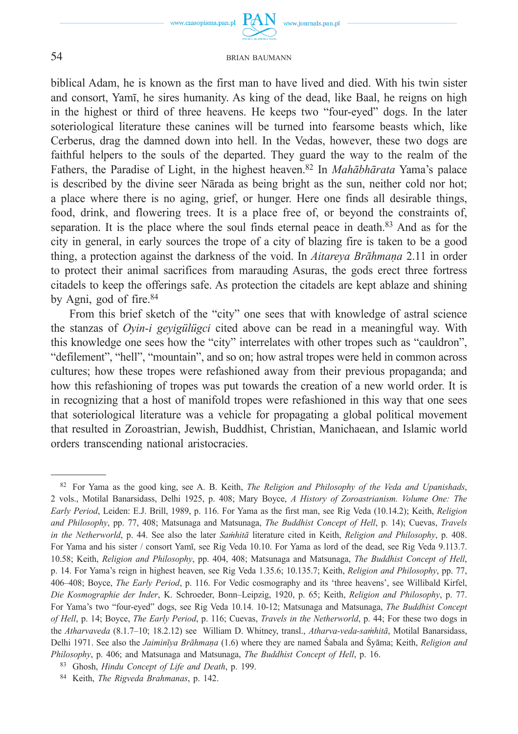biblical Adam, he is known as the first man to have lived and died. With his twin sister and consort, Yamī, he sires humanity. As king of the dead, like Baal, he reigns on high in the highest or third of three heavens. He keeps two "four-eyed" dogs. In the later soteriological literature these canines will be turned into fearsome beasts which, like Cerberus, drag the damned down into hell. In the Vedas, however, these two dogs are faithful helpers to the souls of the departed. They guard the way to the realm of the Fathers, the Paradise of Light, in the highest heaven.[82] In *Mahābhārata* Yama's palace is described by the divine seer Nārada as being bright as the sun, neither cold nor hot; a place where there is no aging, grief, or hunger. Here one finds all desirable things, food, drink, and flowering trees. It is a place free of, or beyond the constraints of, separation. It is the place where the soul finds eternal peace in death.[83] And as for the city in general, in early sources the trope of a city of blazing fire is taken to be a good thing, a protection against the darkness of the void. In *Aitareya Brāhmaṇa* 2.11 in order to protect their animal sacrifices from marauding Asuras, the gods erect three fortress citadels to keep the offerings safe. As protection the citadels are kept ablaze and shining by Agni, god of fire.[84]

From this brief sketch of the "city" one sees that with knowledge of astral science the stanzas of *Oyin-i geyigülügci* cited above can be read in a meaningful way. With this knowledge one sees how the "city" interrelates with other tropes such as "cauldron", "defilement", "hell", "mountain", and so on; how astral tropes were held in common across cultures; how these tropes were refashioned away from their previous propaganda; and how this refashioning of tropes was put towards the creation of a new world order. It is in recognizing that a host of manifold tropes were refashioned in this way that one sees that soteriological literature was a vehicle for propagating a global political movement that resulted in Zoroastrian, Jewish, Buddhist, Christian, Manichaean, and Islamic world orders transcending national aristocracies.

---

[82] For Yama as the good king, see A. B. Keith, *The Religion and Philosophy of the Veda and Upanishads*, 2 vols., Motilal Banarsidass, Delhi 1925, p. 408; Mary Boyce, *A History of Zoroastrianism. Volume One: The Early Period*, Leiden: E.J. Brill, 1989, p. 116. For Yama as the first man, see Rig Veda (10.14.2); Keith, *Religion and Philosophy*, pp. 77, 408; Matsunaga and Matsunaga, *The Buddhist Concept of Hell*, p. 14); Cuevas, *Travels in the Netherworld*, p. 44. See also the later *Saṁhitā* literature cited in Keith, *Religion and Philosophy*, p. 408. For Yama and his sister / consort Yamī, see Rig Veda 10.10. For Yama as lord of the dead, see Rig Veda 9.113.7. 10.58; Keith, *Religion and Philosophy*, pp. 404, 408; Matsunaga and Matsunaga, *The Buddhist Concept of Hell*, p. 14. For Yama's reign in highest heaven, see Rig Veda 1.35.6; 10.135.7; Keith, *Religion and Philosophy*, pp. 77, 406–408; Boyce, *The Early Period*, p. 116. For Vedic cosmography and its 'three heavens', see Willibald Kirfel, *Die Kosmographie der Inder*, K. Schroeder, Bonn–Leipzig, 1920, p. 65; Keith, *Religion and Philosophy*, p. 77. For Yama's two "four-eyed" dogs, see Rig Veda 10.14. 10-12; Matsunaga and Matsunaga, *The Buddhist Concept of Hell*, p. 14; Boyce, *The Early Period*, p. 116; Cuevas, *Travels in the Netherworld*, p. 44; For these two dogs in the *Atharvaveda* (8.1.7–10; 18.2.12) see William D. Whitney, transl., *Atharva-veda-saṁhitā*, Motilal Banarsidass, Delhi 1971. See also the *Jaiminīya Brāhmaṇa* (1.6) where they are named Śabala and Śyāma; Keith, *Religion and Philosophy*, p. 406; and Matsunaga and Matsunaga, *The Buddhist Concept of Hell*, p. 16.

[83] Ghosh, *Hindu Concept of Life and Death*, p. 199.

[84] Keith, *The Rigveda Brahmanas*, p. 142.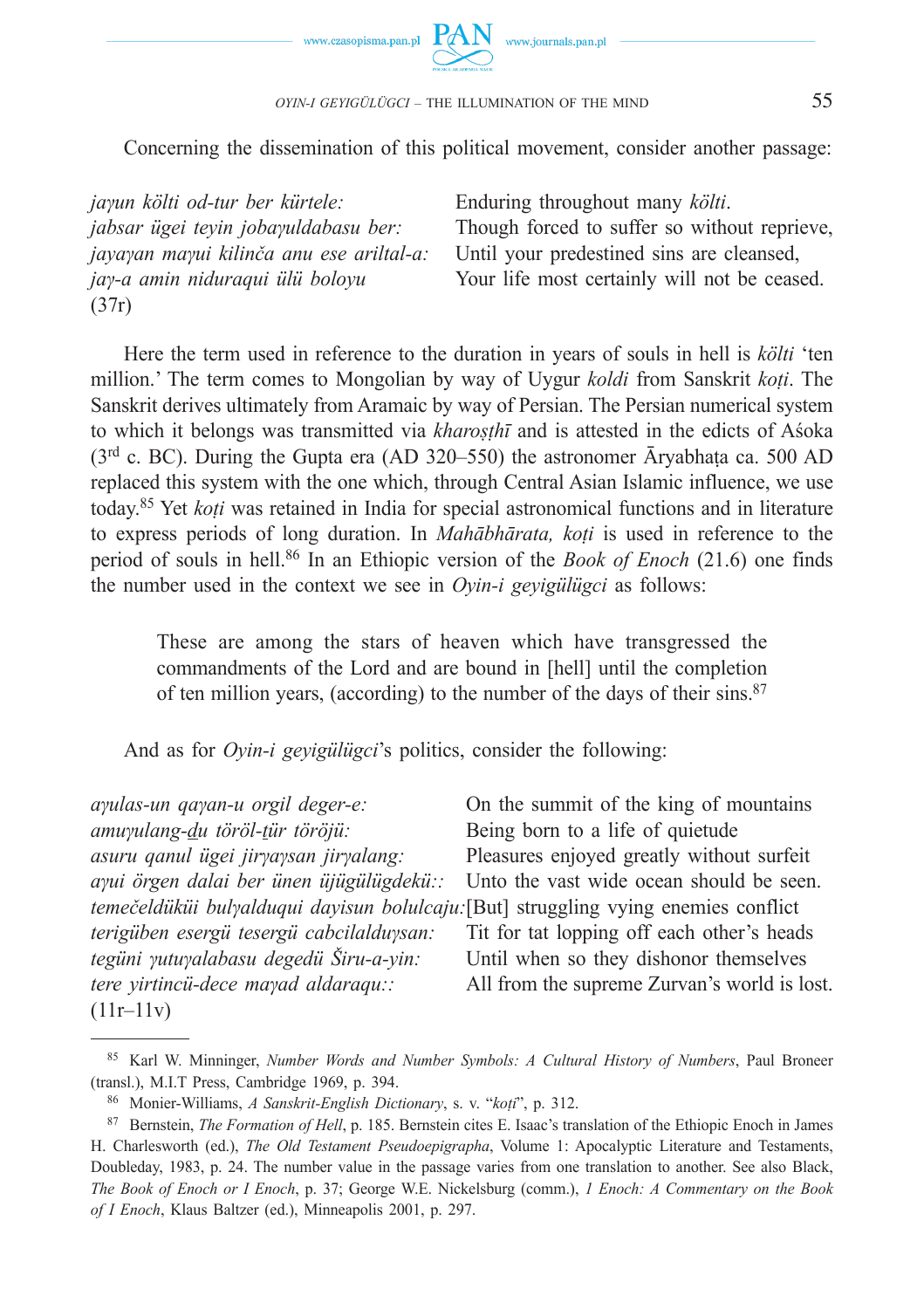Concerning the dissemination of this political movement, consider another passage:

| | |
|---|---|
| *jaγun költi od-tur ber kürtele:* | Enduring throughout many *költi*. |
| *jabsar ügei teyin jobaγuldabasu ber:* | Though forced to suffer so without reprieve, |
| *jayaγan maγui kilinča anu ese ariltal-a:* | Until your predestined sins are cleansed, |
| *jaγ-a amin niduraqui ülü boloγu* | Your life most certainly will not be ceased. |

(37r)

Here the term used in reference to the duration in years of souls in hell is *költi* 'ten million.' The term comes to Mongolian by way of Uygur *koldi* from Sanskrit *koṭi*. The Sanskrit derives ultimately from Aramaic by way of Persian. The Persian numerical system to which it belongs was transmitted via *kharoṣṭhī* and is attested in the edicts of Aśoka (3rd c. BC). During the Gupta era (AD 320–550) the astronomer Āryabhaṭa ca. 500 AD replaced this system with the one which, through Central Asian Islamic influence, we use today.[85] Yet *koṭi* was retained in India for special astronomical functions and in literature to express periods of long duration. In *Mahābhārata, koṭi* is used in reference to the period of souls in hell.[86] In an Ethiopic version of the *Book of Enoch* (21.6) one finds the number used in the context we see in *Oyin-i geyigülügci* as follows:

> These are among the stars of heaven which have transgressed the commandments of the Lord and are bound in [hell] until the completion of ten million years, (according) to the number of the days of their sins.[87]

And as for *Oyin-i geyigülügci*'s politics, consider the following:

| | |
|---|---|
| *aγulas-un qaγan-u orgil deger-e:* | On the summit of the king of mountains |
| *amuγulang-du töröl-tür töröjü:* | Being born to a life of quietude |
| *asuru qanul ügei jirγaγsan jirγalang:* | Pleasures enjoyed greatly without surfeit |
| *aγui örgen dalai ber ünen üjügülügdekü::* | Unto the vast wide ocean should be seen. |
| *temečeldüküi bulγalduqui dayisun bolulcaju:* | [But] struggling vying enemies conflict |
| *terigüben esergü tesergü cabcilalduγsan:* | Tit for tat lopping off each other's heads |
| *tegüni γutuγalabasu degedü Širu-a-yin:* | Until when so they dishonor themselves |
| *tere yirtincü-dece maγad aldaraqu::* | All from the supreme Zurvan's world is lost. |

(11r–11v)

---

[85] Karl W. Minninger, *Number Words and Number Symbols: A Cultural History of Numbers*, Paul Broneer (transl.), M.I.T Press, Cambridge 1969, p. 394.

[86] Monier-Williams, *A Sanskrit-English Dictionary*, s. v. "*koṭi*", p. 312.

[87] Bernstein, *The Formation of Hell*, p. 185. Bernstein cites E. Isaac's translation of the Ethiopic Enoch in James H. Charlesworth (ed.), *The Old Testament Pseudoepigrapha*, Volume 1: Apocalyptic Literature and Testaments, Doubleday, 1983, p. 24. The number value in the passage varies from one translation to another. See also Black, *The Book of Enoch or I Enoch*, p. 37; George W.E. Nickelsburg (comm.), *1 Enoch: A Commentary on the Book of I Enoch*, Klaus Baltzer (ed.), Minneapolis 2001, p. 297.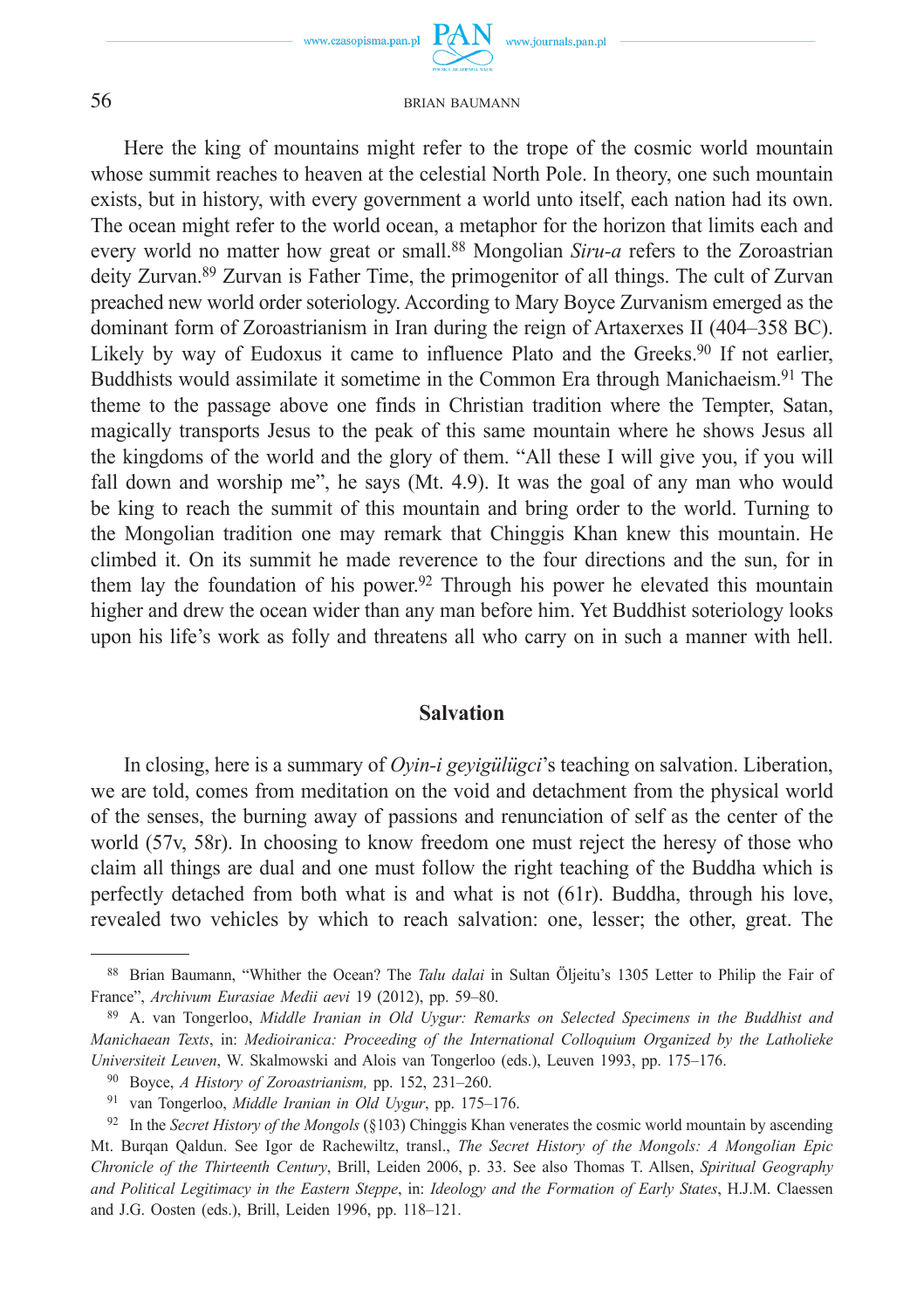Here the king of mountains might refer to the trope of the cosmic world mountain whose summit reaches to heaven at the celestial North Pole. In theory, one such mountain exists, but in history, with every government a world unto itself, each nation had its own. The ocean might refer to the world ocean, a metaphor for the horizon that limits each and every world no matter how great or small.[88] Mongolian *Siru-a* refers to the Zoroastrian deity Zurvan.[89] Zurvan is Father Time, the primogenitor of all things. The cult of Zurvan preached new world order soteriology. According to Mary Boyce Zurvanism emerged as the dominant form of Zoroastrianism in Iran during the reign of Artaxerxes II (404–358 BC). Likely by way of Eudoxus it came to influence Plato and the Greeks.[90] If not earlier, Buddhists would assimilate it sometime in the Common Era through Manichaeism.[91] The theme to the passage above one finds in Christian tradition where the Tempter, Satan, magically transports Jesus to the peak of this same mountain where he shows Jesus all the kingdoms of the world and the glory of them. "All these I will give you, if you will fall down and worship me", he says (Mt. 4.9). It was the goal of any man who would be king to reach the summit of this mountain and bring order to the world. Turning to the Mongolian tradition one may remark that Chinggis Khan knew this mountain. He climbed it. On its summit he made reverence to the four directions and the sun, for in them lay the foundation of his power.[92] Through his power he elevated this mountain higher and drew the ocean wider than any man before him. Yet Buddhist soteriology looks upon his life's work as folly and threatens all who carry on in such a manner with hell.

## Salvation

In closing, here is a summary of *Oyin-i geyigülügci*'s teaching on salvation. Liberation, we are told, comes from meditation on the void and detachment from the physical world of the senses, the burning away of passions and renunciation of self as the center of the world (57v, 58r). In choosing to know freedom one must reject the heresy of those who claim all things are dual and one must follow the right teaching of the Buddha which is perfectly detached from both what is and what is not (61r). Buddha, through his love, revealed two vehicles by which to reach salvation: one, lesser; the other, great. The

---

[88] Brian Baumann, "Whither the Ocean? The *Talu dalai* in Sultan Öljeitu's 1305 Letter to Philip the Fair of France", *Archivum Eurasiae Medii aevi* 19 (2012), pp. 59–80.

[89] A. van Tongerloo, *Middle Iranian in Old Uygur: Remarks on Selected Specimens in the Buddhist and Manichaean Texts*, in: *Medioiranica: Proceeding of the International Colloquium Organized by the Katholieke Universiteit Leuven*, W. Skalmowski and Alois van Tongerloo (eds.), Leuven 1993, pp. 175–176.

[90] Boyce, *A History of Zoroastrianism,* pp. 152, 231–260.

[91] van Tongerloo, *Middle Iranian in Old Uygur*, pp. 175–176.

[92] In the *Secret History of the Mongols* (§103) Chinggis Khan venerates the cosmic world mountain by ascending Mt. Burqan Qaldun. See Igor de Rachewiltz, transl., *The Secret History of the Mongols: A Mongolian Epic Chronicle of the Thirteenth Century*, Brill, Leiden 2006, p. 33. See also Thomas T. Allsen, *Spiritual Geography and Political Legitimacy in the Eastern Steppe*, in: *Ideology and the Formation of Early States*, H.J.M. Claessen and J.G. Oosten (eds.), Brill, Leiden 1996, pp. 118–121.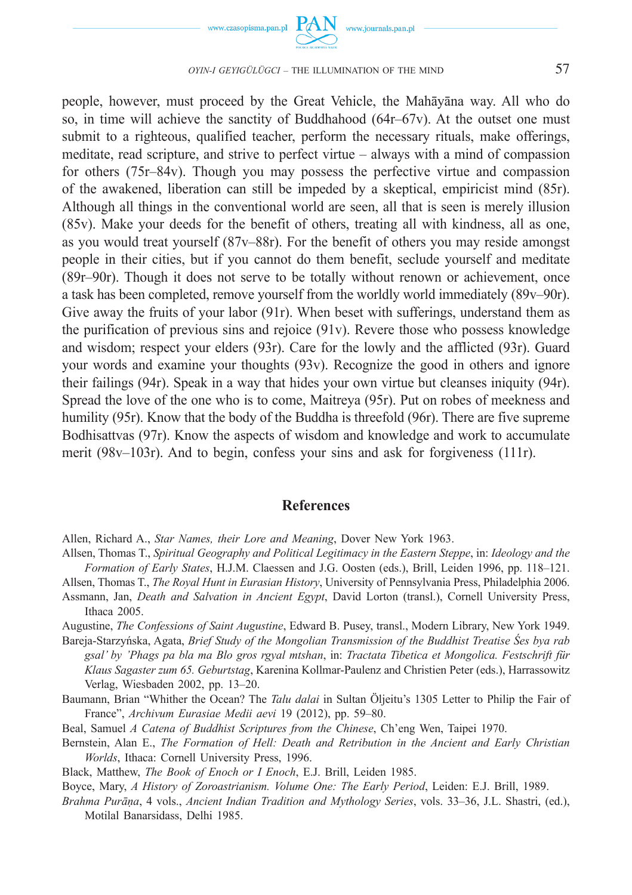people, however, must proceed by the Great Vehicle, the Mahāyāna way. All who do so, in time will achieve the sanctity of Buddhahood (64r–67v). At the outset one must submit to a righteous, qualified teacher, perform the necessary rituals, make offerings, meditate, read scripture, and strive to perfect virtue – always with a mind of compassion for others (75r–84v). Though you may possess the perfective virtue and compassion of the awakened, liberation can still be impeded by a skeptical, empiricist mind (85r). Although all things in the conventional world are seen, all that is seen is merely illusion (85v). Make your deeds for the benefit of others, treating all with kindness, all as one, as you would treat yourself (87v–88r). For the benefit of others you may reside amongst people in their cities, but if you cannot do them benefit, seclude yourself and meditate (89r–90r). Though it does not serve to be totally without renown or achievement, once a task has been completed, remove yourself from the worldly world immediately (89v–90r). Give away the fruits of your labor (91r). When beset with sufferings, understand them as the purification of previous sins and rejoice (91v). Revere those who possess knowledge and wisdom; respect your elders (93r). Care for the lowly and the afflicted (93r). Guard your words and examine your thoughts (93v). Recognize the good in others and ignore their failings (94r). Speak in a way that hides your own virtue but cleanses iniquity (94r). Spread the love of the one who is to come, Maitreya (95r). Put on robes of meekness and humility (95r). Know that the body of the Buddha is threefold (96r). There are five supreme Bodhisattvas (97r). Know the aspects of wisdom and knowledge and work to accumulate merit (98v–103r). And to begin, confess your sins and ask for forgiveness (111r).

## References

Allen, Richard A., *Star Names, their Lore and Meaning*, Dover New York 1963.

Allsen, Thomas T., *Spiritual Geography and Political Legitimacy in the Eastern Steppe*, in: *Ideology and the Formation of Early States*, H.J.M. Claessen and J.G. Oosten (eds.), Brill, Leiden 1996, pp. 118–121.

Allsen, Thomas T., *The Royal Hunt in Eurasian History*, University of Pennsylvania Press, Philadelphia 2006.

Assmann, Jan, *Death and Salvation in Ancient Egypt*, David Lorton (transl.), Cornell University Press, Ithaca 2005.

Augustine, *The Confessions of Saint Augustine*, Edward B. Pusey, transl., Modern Library, New York 1949.

Bareja-Starzyńska, Agata, *Brief Study of the Mongolian Transmission of the Buddhist Treatise Śes bya rab gsal' by 'Phags pa bla ma Blo gros rgyal mtshan*, in: *Tractata Tibetica et Mongolica. Festschrift für Klaus Sagaster zum 65. Geburtstag*, Karenina Kollmar-Paulenz and Christien Peter (eds.), Harrassowitz Verlag, Wiesbaden 2002, pp. 13–20.

Baumann, Brian "Whither the Ocean? The *Talu dalai* in Sultan Öljeitu's 1305 Letter to Philip the Fair of France", *Archivum Eurasiae Medii aevi* 19 (2012), pp. 59–80.

Beal, Samuel *A Catena of Buddhist Scriptures from the Chinese*, Ch'eng Wen, Taipei 1970.

Bernstein, Alan E., *The Formation of Hell: Death and Retribution in the Ancient and Early Christian Worlds*, Ithaca: Cornell University Press, 1996.

Black, Matthew, *The Book of Enoch or I Enoch*, E.J. Brill, Leiden 1985.

Boyce, Mary, *A History of Zoroastrianism. Volume One: The Early Period*, Leiden: E.J. Brill, 1989.

*Brahma Purāṇa*, 4 vols., *Ancient Indian Tradition and Mythology Series*, vols. 33–36, J.L. Shastri, (ed.), Motilal Banarsidass, Delhi 1985.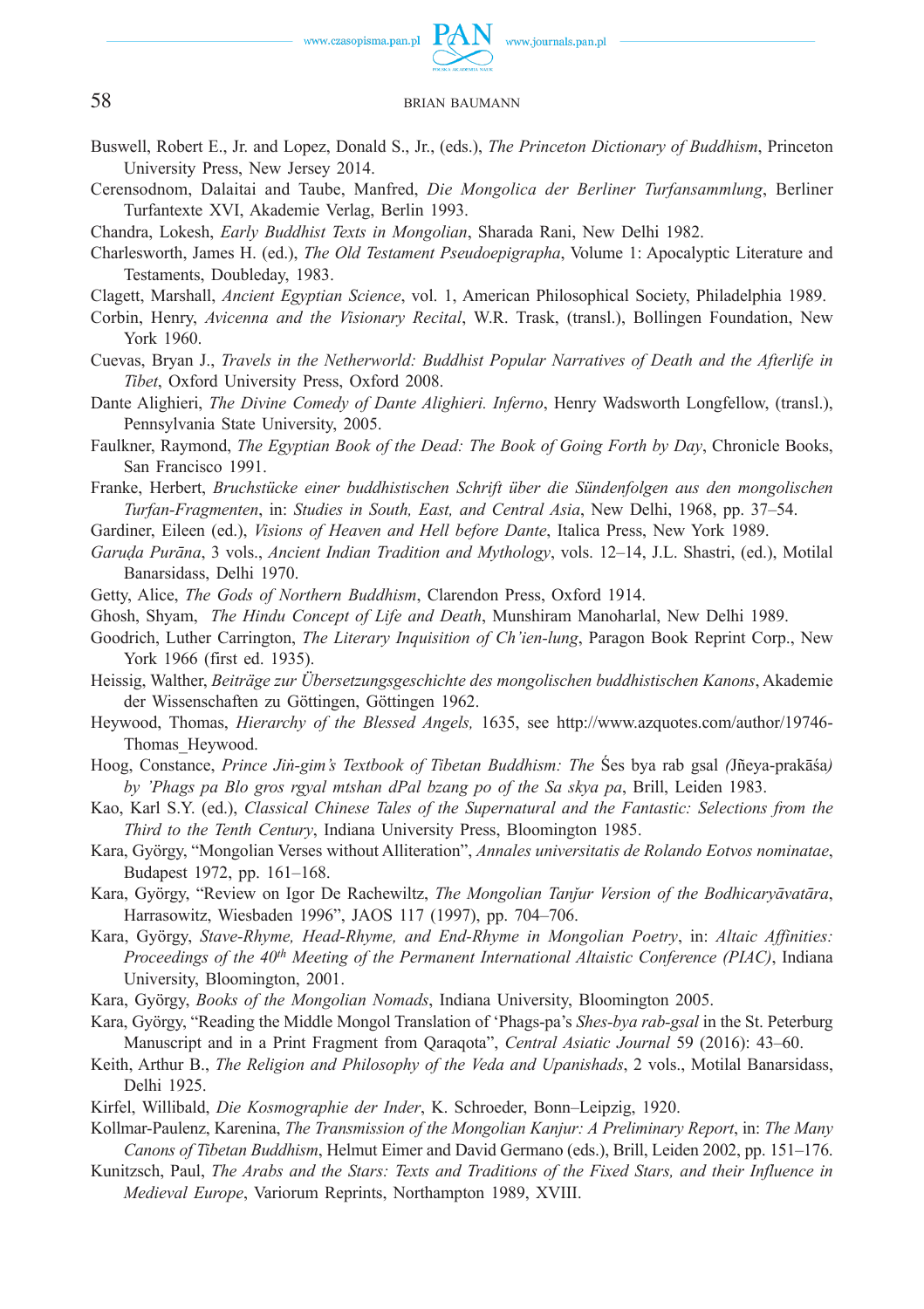Buswell, Robert E., Jr. and Lopez, Donald S., Jr., (eds.), *The Princeton Dictionary of Buddhism*, Princeton University Press, New Jersey 2014.

Cerensodnom, Dalaitai and Taube, Manfred, *Die Mongolica der Berliner Turfansammlung*, Berliner Turfantexte XVI, Akademie Verlag, Berlin 1993.

Chandra, Lokesh, *Early Buddhist Texts in Mongolian*, Sharada Rani, New Delhi 1982.

Charlesworth, James H. (ed.), *The Old Testament Pseudoepigrapha*, Volume 1: Apocalyptic Literature and Testaments, Doubleday, 1983.

Clagett, Marshall, *Ancient Egyptian Science*, vol. 1, American Philosophical Society, Philadelphia 1989.

Corbin, Henry, *Avicenna and the Visionary Recital*, W.R. Trask, (transl.), Bollingen Foundation, New York 1960.

Cuevas, Bryan J., *Travels in the Netherworld: Buddhist Popular Narratives of Death and the Afterlife in Tibet*, Oxford University Press, Oxford 2008.

Dante Alighieri, *The Divine Comedy of Dante Alighieri. Inferno*, Henry Wadsworth Longfellow, (transl.), Pennsylvania State University, 2005.

Faulkner, Raymond, *The Egyptian Book of the Dead: The Book of Going Forth by Day*, Chronicle Books, San Francisco 1991.

Franke, Herbert, *Bruchstücke einer buddhistischen Schrift über die Sündenfolgen aus den mongolischen Turfan-Fragmenten*, in: *Studies in South, East, and Central Asia*, New Delhi, 1968, pp. 37–54.

Gardiner, Eileen (ed.), *Visions of Heaven and Hell before Dante*, Italica Press, New York 1989.

*Garuḍa Purāna*, 3 vols., *Ancient Indian Tradition and Mythology*, vols. 12–14, J.L. Shastri, (ed.), Motilal Banarsidass, Delhi 1970.

Getty, Alice, *The Gods of Northern Buddhism*, Clarendon Press, Oxford 1914.

Ghosh, Shyam, *The Hindu Concept of Life and Death*, Munshiram Manoharlal, New Delhi 1989.

Goodrich, Luther Carrington, *The Literary Inquisition of Ch'ien-lung*, Paragon Book Reprint Corp., New York 1966 (first ed. 1935).

Heissig, Walther, *Beiträge zur Übersetzungsgeschichte des mongolischen buddhistischen Kanons*, Akademie der Wissenschaften zu Göttingen, Göttingen 1962.

Heywood, Thomas, *Hierarchy of the Blessed Angels,* 1635, see http://www.azquotes.com/author/19746-Thomas_Heywood.

Hoog, Constance, *Prince Jiṅ-gim's Textbook of Tibetan Buddhism: The* Śes bya rab gsal *(*Jñeya-prakāśa*) by 'Phags pa Blo gros rgyal mtshan dPal bzang po of the Sa skya pa*, Brill, Leiden 1983.

Kao, Karl S.Y. (ed.), *Classical Chinese Tales of the Supernatural and the Fantastic: Selections from the Third to the Tenth Century*, Indiana University Press, Bloomington 1985.

Kara, György, "Mongolian Verses without Alliteration", *Annales universitatis de Rolando Eotvos nominatae*, Budapest 1972, pp. 161–168.

Kara, György, "Review on Igor De Rachewiltz, *The Mongolian Tanǰur Version of the Bodhicaryāvatāra*, Harrasowitz, Wiesbaden 1996", JAOS 117 (1997), pp. 704–706.

Kara, György, *Stave-Rhyme, Head-Rhyme, and End-Rhyme in Mongolian Poetry*, in: *Altaic Affinities: Proceedings of the 40th Meeting of the Permanent International Altaistic Conference (PIAC)*, Indiana University, Bloomington, 2001.

Kara, György, *Books of the Mongolian Nomads*, Indiana University, Bloomington 2005.

Kara, György, "Reading the Middle Mongol Translation of 'Phags-pa's *Shes-bya rab-gsal* in the St. Peterburg Manuscript and in a Print Fragment from Qaraqota", *Central Asiatic Journal* 59 (2016): 43–60.

Keith, Arthur B., *The Religion and Philosophy of the Veda and Upanishads*, 2 vols., Motilal Banarsidass, Delhi 1925.

Kirfel, Willibald, *Die Kosmographie der Inder*, K. Schroeder, Bonn–Leipzig, 1920.

Kollmar-Paulenz, Karenina, *The Transmission of the Mongolian Kanjur: A Preliminary Report*, in: *The Many Canons of Tibetan Buddhism*, Helmut Eimer and David Germano (eds.), Brill, Leiden 2002, pp. 151–176.

Kunitzsch, Paul, *The Arabs and the Stars: Texts and Traditions of the Fixed Stars, and their Influence in Medieval Europe*, Variorum Reprints, Northampton 1989, XVIII.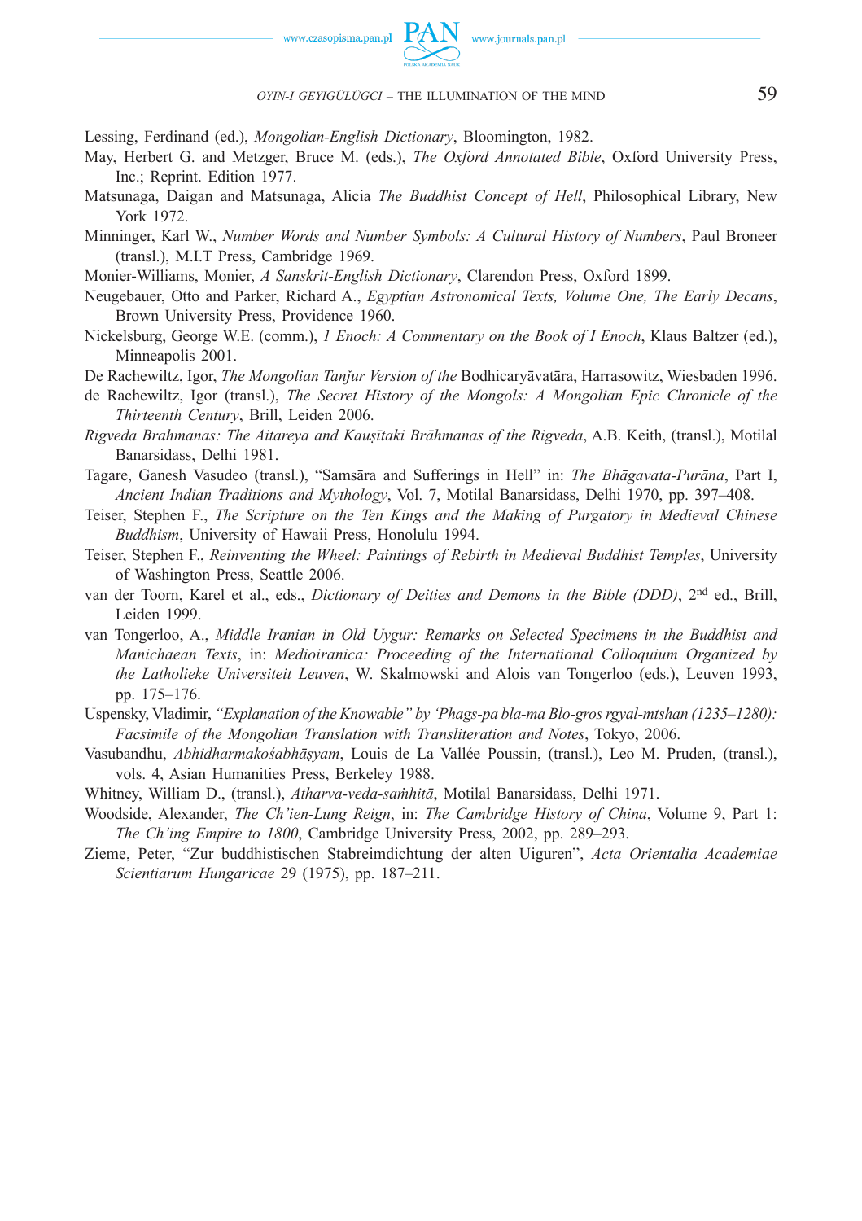Lessing, Ferdinand (ed.), *Mongolian-English Dictionary*, Bloomington, 1982.

May, Herbert G. and Metzger, Bruce M. (eds.), *The Oxford Annotated Bible*, Oxford University Press, Inc.; Reprint. Edition 1977.

Matsunaga, Daigan and Matsunaga, Alicia *The Buddhist Concept of Hell*, Philosophical Library, New York 1972.

Minninger, Karl W., *Number Words and Number Symbols: A Cultural History of Numbers*, Paul Broneer (transl.), M.I.T Press, Cambridge 1969.

Monier-Williams, Monier, *A Sanskrit-English Dictionary*, Clarendon Press, Oxford 1899.

Neugebauer, Otto and Parker, Richard A., *Egyptian Astronomical Texts, Volume One, The Early Decans*, Brown University Press, Providence 1960.

Nickelsburg, George W.E. (comm.), *1 Enoch: A Commentary on the Book of I Enoch*, Klaus Baltzer (ed.), Minneapolis 2001.

De Rachewiltz, Igor, *The Mongolian Tanjur Version of the* Bodhicaryāvatāra, Harrasowitz, Wiesbaden 1996.

de Rachewiltz, Igor (transl.), *The Secret History of the Mongols: A Mongolian Epic Chronicle of the Thirteenth Century*, Brill, Leiden 2006.

*Rigveda Brahmanas: The Aitareya and Kauṣītaki Brāhmanas of the Rigveda*, A.B. Keith, (transl.), Motilal Banarsidass, Delhi 1981.

Tagare, Ganesh Vasudeo (transl.), "Samsāra and Sufferings in Hell" in: *The Bhāgavata-Purāna*, Part I, *Ancient Indian Traditions and Mythology*, Vol. 7, Motilal Banarsidass, Delhi 1970, pp. 397–408.

Teiser, Stephen F., *The Scripture on the Ten Kings and the Making of Purgatory in Medieval Chinese Buddhism*, University of Hawaii Press, Honolulu 1994.

Teiser, Stephen F., *Reinventing the Wheel: Paintings of Rebirth in Medieval Buddhist Temples*, University of Washington Press, Seattle 2006.

van der Toorn, Karel et al., eds., *Dictionary of Deities and Demons in the Bible (DDD)*, 2nd ed., Brill, Leiden 1999.

van Tongerloo, A., *Middle Iranian in Old Uygur: Remarks on Selected Specimens in the Buddhist and Manichaean Texts*, in: *Medioiranica: Proceeding of the International Colloquium Organized by the Latholieke Universiteit Leuven*, W. Skalmowski and Alois van Tongerloo (eds.), Leuven 1993, pp. 175–176.

Uspensky, Vladimir, *"Explanation of the Knowable" by 'Phags-pa bla-ma Blo-gros rgyal-mtshan (1235–1280): Facsimile of the Mongolian Translation with Transliteration and Notes*, Tokyo, 2006.

Vasubandhu, *Abhidharmakośabhāṣyam*, Louis de La Vallée Poussin, (transl.), Leo M. Pruden, (transl.), vols. 4, Asian Humanities Press, Berkeley 1988.

Whitney, William D., (transl.), *Atharva-veda-saṁhitā*, Motilal Banarsidass, Delhi 1971.

Woodside, Alexander, *The Ch'ien-Lung Reign*, in: *The Cambridge History of China*, Volume 9, Part 1: *The Ch'ing Empire to 1800*, Cambridge University Press, 2002, pp. 289–293.

Zieme, Peter, "Zur buddhistischen Stabreimdichtung der alten Uiguren", *Acta Orientalia Academiae Scientiarum Hungaricae* 29 (1975), pp. 187–211.